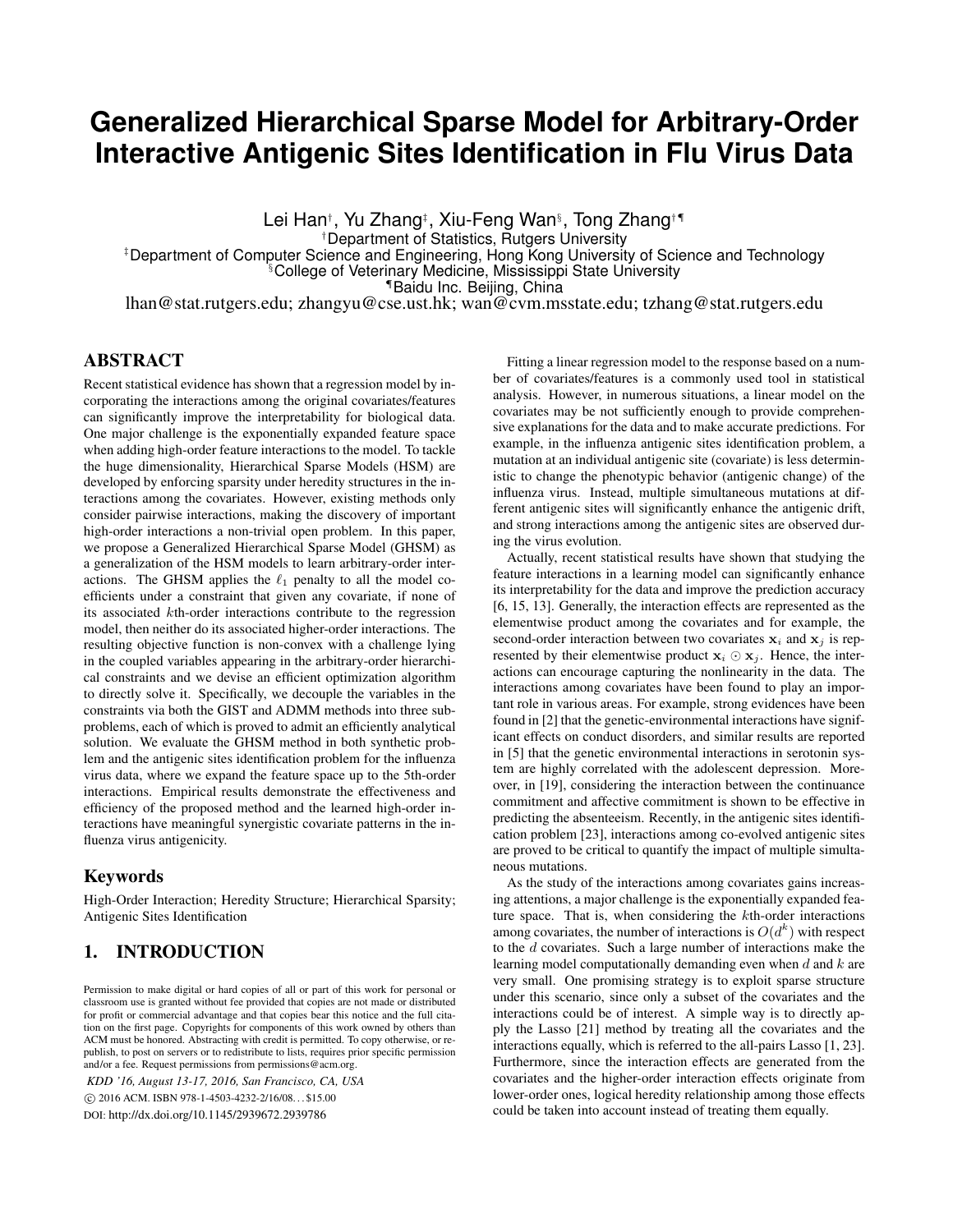# Generalized Hierarchical Sparse Model for Arbitrary-Order Interactive Antigenic Sites Identification in Flu Virus Data

Lei Han[†], Yu Zhang[‡], Xiu-Feng Wan[§], Tong Zhang[†¶]

[†]Department of Statistics, Rutgers University

[‡]Department of Computer Science and Engineering, Hong Kong University of Science and Technology

[§]College of Veterinary Medicine, Mississippi State University

[¶]Baidu Inc. Beijing, China

lhan@stat.rutgers.edu; zhangyu@cse.ust.hk; wan@cvm.msstate.edu; tzhang@stat.rutgers.edu

## ABSTRACT

Recent statistical evidence has shown that a regression model by incorporating the interactions among the original covariates/features can significantly improve the interpretability for biological data. One major challenge is the exponentially expanded feature space when adding high-order feature interactions to the model. To tackle the huge dimensionality, Hierarchical Sparse Models (HSM) are developed by enforcing sparsity under heredity structures in the interactions among the covariates. However, existing methods only consider pairwise interactions, making the discovery of important high-order interactions a non-trivial open problem. In this paper, we propose a Generalized Hierarchical Sparse Model (GHSM) as a generalization of the HSM models to learn arbitrary-order interactions. The GHSM applies the $\ell_1$ penalty to all the model coefficients under a constraint that given any covariate, if none of its associated $k$th-order interactions contribute to the regression model, then neither do its associated higher-order interactions. The resulting objective function is non-convex with a challenge lying in the coupled variables appearing in the arbitrary-order hierarchical constraints and we devise an efficient optimization algorithm to directly solve it. Specifically, we decouple the variables in the constraints via both the GIST and ADMM methods into three subproblems, each of which is proved to admit an efficiently analytical solution. We evaluate the GHSM method in both synthetic problem and the antigenic sites identification problem for the influenza virus data, where we expand the feature space up to the 5th-order interactions. Empirical results demonstrate the effectiveness and efficiency of the proposed method and the learned high-order interactions have meaningful synergistic covariate patterns in the influenza virus antigenicity.

## Keywords

High-Order Interaction; Heredity Structure; Hierarchical Sparsity; Antigenic Sites Identification

## 1. INTRODUCTION

Permission to make digital or hard copies of all or part of this work for personal or classroom use is granted without fee provided that copies are not made or distributed for profit or commercial advantage and that copies bear this notice and the full citation on the first page. Copyrights for components of this work owned by others than ACM must be honored. Abstracting with credit is permitted. To copy otherwise, or republish, to post on servers or to redistribute to lists, requires prior specific permission and/or a fee. Request permissions from permissions@acm.org.

*KDD '16, August 13-17, 2016, San Francisco, CA, USA*

© 2016 ACM. ISBN 978-1-4503-4232-2/16/08…$15.00

DOI: http://dx.doi.org/10.1145/2939672.2939786

Fitting a linear regression model to the response based on a number of covariates/features is a commonly used tool in statistical analysis. However, in numerous situations, a linear model on the covariates may be not sufficiently enough to provide comprehensive explanations for the data and to make accurate predictions. For example, in the influenza antigenic sites identification problem, a mutation at an individual antigenic site (covariate) is less deterministic to change the phenotypic behavior (antigenic change) of the influenza virus. Instead, multiple simultaneous mutations at different antigenic sites will significantly enhance the antigenic drift, and strong interactions among the antigenic sites are observed during the virus evolution.

Actually, recent statistical results have shown that studying the feature interactions in a learning model can significantly enhance its interpretability for the data and improve the prediction accuracy [6, 15, 13]. Generally, the interaction effects are represented as the elementwise product among the covariates and for example, the second-order interaction between two covariates $\mathbf{x}_i$ and $\mathbf{x}_j$ is represented by their elementwise product $\mathbf{x}_i \odot \mathbf{x}_j$. Hence, the interactions can encourage capturing the nonlinearity in the data. The interactions among covariates have been found to play an important role in various areas. For example, strong evidences have been found in [2] that the genetic-environmental interactions have significant effects on conduct disorders, and similar results are reported in [5] that the genetic environmental interactions in serotonin system are highly correlated with the adolescent depression. Moreover, in [19], considering the interaction between the continuance commitment and affective commitment is shown to be effective in predicting the absenteeism. Recently, in the antigenic sites identification problem [23], interactions among co-evolved antigenic sites are proved to be critical to quantify the impact of multiple simultaneous mutations.

As the study of the interactions among covariates gains increasing attentions, a major challenge is the exponentially expanded feature space. That is, when considering the $k$th-order interactions among covariates, the number of interactions is $O(d^k)$ with respect to the $d$ covariates. Such a large number of interactions make the learning model computationally demanding even when $d$ and $k$ are very small. One promising strategy is to exploit sparse structure under this scenario, since only a subset of the covariates and the interactions could be of interest. A simple way is to directly apply the Lasso [21] method by treating all the covariates and the interactions equally, which is referred to the all-pairs Lasso [1, 23]. Furthermore, since the interaction effects are generated from the covariates and the higher-order interaction effects originate from lower-order ones, logical heredity relationship among those effects could be taken into account instead of treating them equally.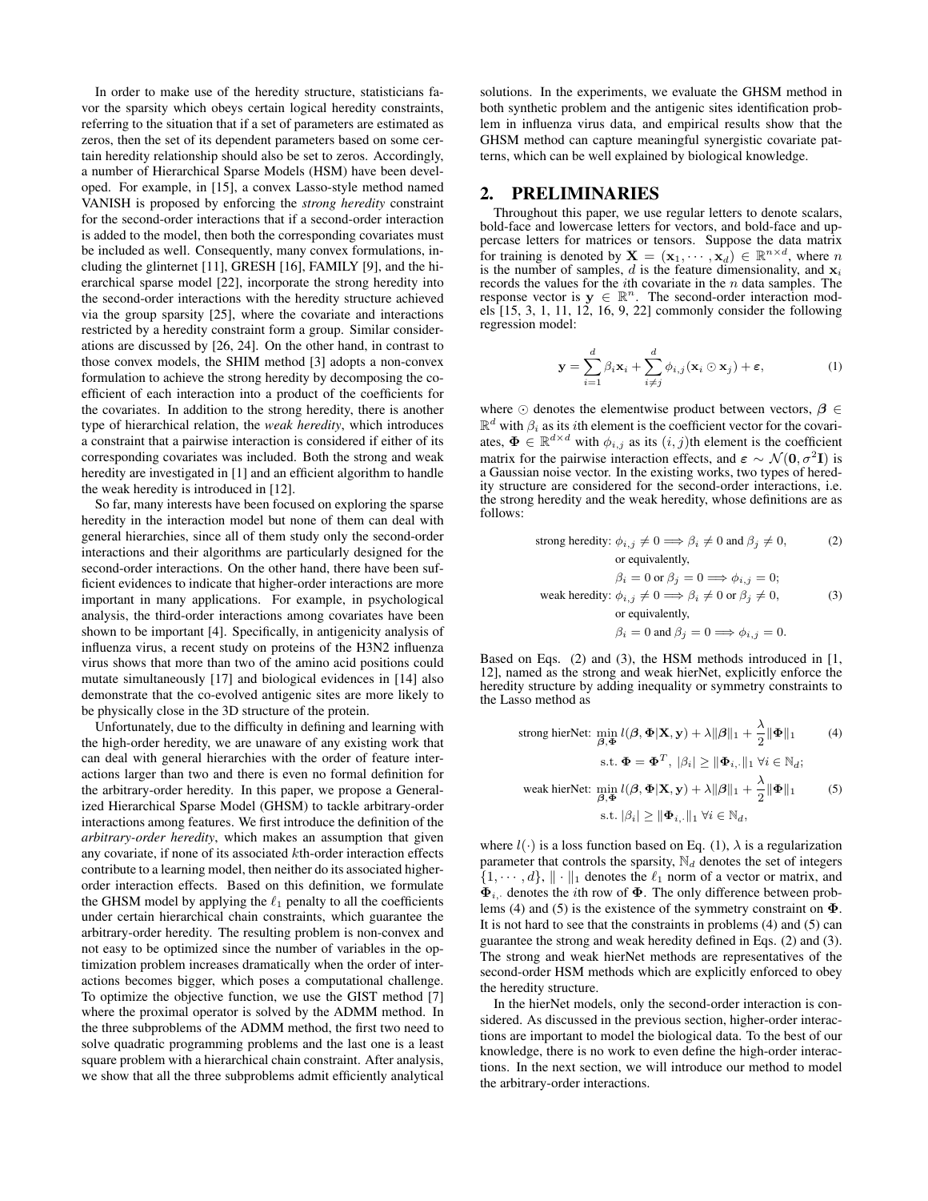In order to make use of the heredity structure, statisticians favor the sparsity which obeys certain logical heredity constraints, referring to the situation that if a set of parameters are estimated as zeros, then the set of its dependent parameters based on some certain heredity relationship should also be set to zeros. Accordingly, a number of Hierarchical Sparse Models (HSM) have been developed. For example, in [15], a convex Lasso-style method named VANISH is proposed by enforcing the *strong heredity* constraint for the second-order interactions that if a second-order interaction is added to the model, then both the corresponding covariates must be included as well. Consequently, many convex formulations, including the glinternet [11], GRESH [16], FAMILY [9], and the hierarchical sparse model [22], incorporate the strong heredity into the second-order interactions with the heredity structure achieved via the group sparsity [25], where the covariate and interactions restricted by a heredity constraint form a group. Similar considerations are discussed by [26, 24]. On the other hand, in contrast to those convex models, the SHIM method [3] adopts a non-convex formulation to achieve the strong heredity by decomposing the coefficient of each interaction into a product of the coefficients for the covariates. In addition to the strong heredity, there is another type of hierarchical relation, the *weak heredity*, which introduces a constraint that a pairwise interaction is considered if either of its corresponding covariates was included. Both the strong and weak heredity are investigated in [1] and an efficient algorithm to handle the weak heredity is introduced in [12].

So far, many interests have been focused on exploring the sparse heredity in the interaction model but none of them can deal with general hierarchies, since all of them study only the second-order interactions and their algorithms are particularly designed for the second-order interactions. On the other hand, there have been sufficient evidences to indicate that higher-order interactions are more important in many applications. For example, in psychological analysis, the third-order interactions among covariates have been shown to be important [4]. Specifically, in antigenicity analysis of influenza virus, a recent study on proteins of the H3N2 influenza virus shows that more than two of the amino acid positions could mutate simultaneously [17] and biological evidences in [14] also demonstrate that the co-evolved antigenic sites are more likely to be physically close in the 3D structure of the protein.

Unfortunately, due to the difficulty in defining and learning with the high-order heredity, we are unaware of any existing work that can deal with general hierarchies with the order of feature interactions larger than two and there is even no formal definition for the arbitrary-order heredity. In this paper, we propose a Generalized Hierarchical Sparse Model (GHSM) to tackle arbitrary-order interactions among features. We first introduce the definition of the *arbitrary-order heredity*, which makes an assumption that given any covariate, if none of its associated $k$th-order interaction effects contribute to a learning model, then neither do its associated higher-order interaction effects. Based on this definition, we formulate the GHSM model by applying the $\ell_1$ penalty to all the coefficients under certain hierarchical chain constraints, which guarantee the arbitrary-order heredity. The resulting problem is non-convex and not easy to be optimized since the number of variables in the optimization problem increases dramatically when the order of interactions becomes bigger, which poses a computational challenge. To optimize the objective function, we use the GIST method [7] where the proximal operator is solved by the ADMM method. In the three subproblems of the ADMM method, the first two need to solve quadratic programming problems and the last one is a least square problem with a hierarchical chain constraint. After analysis, we show that all the three subproblems admit efficiently analytical solutions. In the experiments, we evaluate the GHSM method in both synthetic problem and the antigenic sites identification problem in influenza virus data, and empirical results show that the GHSM method can capture meaningful synergistic covariate patterns, which can be well explained by biological knowledge.

## 2. PRELIMINARIES

Throughout this paper, we use regular letters to denote scalars, bold-face and lowercase letters for vectors, and bold-face and uppercase letters for matrices or tensors. Suppose the data matrix for training is denoted by $\mathbf{X} = (\mathbf{x}_1, \cdots, \mathbf{x}_d) \in \mathbb{R}^{n \times d}$, where $n$ is the number of samples, $d$ is the feature dimensionality, and $\mathbf{x}_i$ records the values for the $i$th covariate in the $n$ data samples. The response vector is $\mathbf{y} \in \mathbb{R}^n$. The second-order interaction models [15, 3, 1, 11, 12, 16, 9, 22] commonly consider the following regression model:

$$\mathbf{y} = \sum_{i=1}^{d} \beta_i \mathbf{x}_i + \sum_{i \neq j}^{d} \phi_{i,j} (\mathbf{x}_i \odot \mathbf{x}_j) + \boldsymbol{\varepsilon}, \tag{1}$$

where $\odot$ denotes the elementwise product between vectors, $\boldsymbol{\beta} \in \mathbb{R}^d$ with $\beta_i$ as its $i$th element is the coefficient vector for the covariates, $\boldsymbol{\Phi} \in \mathbb{R}^{d \times d}$ with $\phi_{i,j}$ as its $(i, j)$th element is the coefficient matrix for the pairwise interaction effects, and $\boldsymbol{\varepsilon} \sim \mathcal{N}(\mathbf{0}, \sigma^2 \mathbf{I})$ is a Gaussian noise vector. In the existing works, two types of heredity structure are considered for the second-order interactions, i.e. the strong heredity and the weak heredity, whose definitions are as follows:

$$\begin{aligned}
\text{strong heredity: } & \phi_{i,j} \neq 0 \Longrightarrow \beta_i \neq 0 \text{ and } \beta_j \neq 0, & (2)\\
& \text{or equivalently,} \\
& \beta_i = 0 \text{ or } \beta_j = 0 \Longrightarrow \phi_{i,j} = 0; \\
\text{weak heredity: } & \phi_{i,j} \neq 0 \Longrightarrow \beta_i \neq 0 \text{ or } \beta_j \neq 0, & (3)\\
& \text{or equivalently,} \\
& \beta_i = 0 \text{ and } \beta_j = 0 \Longrightarrow \phi_{i,j} = 0.
\end{aligned}$$

Based on Eqs. (2) and (3), the HSM methods introduced in [1, 12], named as the strong and weak hierNet, explicitly enforce the heredity structure by adding inequality or symmetry constraints to the Lasso method as

$$\begin{aligned}
\text{strong hierNet: } & \min_{\boldsymbol{\beta}, \boldsymbol{\Phi}} l(\boldsymbol{\beta}, \boldsymbol{\Phi} | \mathbf{X}, \mathbf{y}) + \lambda \|\boldsymbol{\beta}\|_1 + \frac{\lambda}{2} \|\boldsymbol{\Phi}\|_1 & (4)\\
& \text{s.t. } \boldsymbol{\Phi} = \boldsymbol{\Phi}^T, \ |\beta_i| \geq \|\boldsymbol{\Phi}_{i,\cdot}\|_1 \ \forall i \in \mathbb{N}_d; \\
\text{weak hierNet: } & \min_{\boldsymbol{\beta}, \boldsymbol{\Phi}} l(\boldsymbol{\beta}, \boldsymbol{\Phi} | \mathbf{X}, \mathbf{y}) + \lambda \|\boldsymbol{\beta}\|_1 + \frac{\lambda}{2} \|\boldsymbol{\Phi}\|_1 & (5)\\
& \text{s.t. } |\beta_i| \geq \|\boldsymbol{\Phi}_{i,\cdot}\|_1 \ \forall i \in \mathbb{N}_d,
\end{aligned}$$

where $l(\cdot)$ is a loss function based on Eq. (1), $\lambda$ is a regularization parameter that controls the sparsity, $\mathbb{N}_d$ denotes the set of integers $\{1, \cdots, d\}$, $\| \cdot \|_1$ denotes the $\ell_1$ norm of a vector or matrix, and $\boldsymbol{\Phi}_{i,\cdot}$ denotes the $i$th row of $\boldsymbol{\Phi}$. The only difference between problems (4) and (5) is the existence of the symmetry constraint on $\boldsymbol{\Phi}$. It is not hard to see that the constraints in problems (4) and (5) can guarantee the strong and weak heredity defined in Eqs. (2) and (3). The strong and weak hierNet methods are representatives of the second-order HSM methods which are explicitly enforced to obey the heredity structure.

In the hierNet models, only the second-order interaction is considered. As discussed in the previous section, higher-order interactions are important to model the biological data. To the best of our knowledge, there is no work to even define the high-order interactions. In the next section, we will introduce our method to model the arbitrary-order interactions.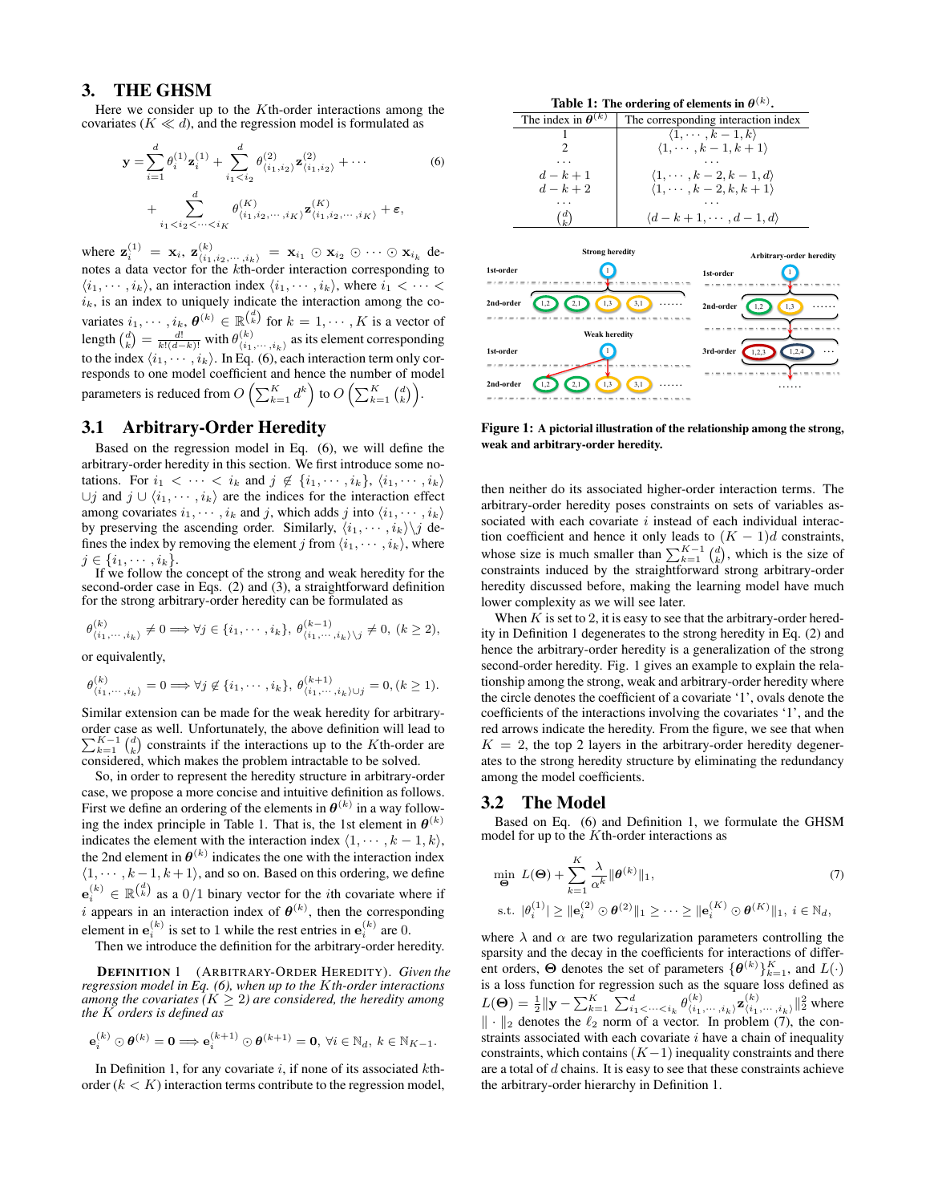# 3. THE GHSM

Here we consider up to the $K$th-order interactions among the covariates ($K \ll d$), and the regression model is formulated as

$$\mathbf{y} = \sum_{i=1}^{d} \theta_i^{(1)} \mathbf{z}_i^{(1)} + \sum_{i_1 < i_2}^{d} \theta_{\langle i_1, i_2 \rangle}^{(2)} \mathbf{z}_{\langle i_1, i_2 \rangle}^{(2)} + \cdots + \sum_{i_1 < i_2 < \cdots < i_K}^{d} \theta_{\langle i_1, i_2, \cdots, i_K \rangle}^{(K)} \mathbf{z}_{\langle i_1, i_2, \cdots, i_K \rangle}^{(K)} + \boldsymbol{\varepsilon}, \tag{6}$$

where $\mathbf{z}_i^{(1)} = \mathbf{x}_i$, $\mathbf{z}_{\langle i_1, i_2, \cdots, i_k \rangle}^{(k)} = \mathbf{x}_{i_1} \odot \mathbf{x}_{i_2} \odot \cdots \odot \mathbf{x}_{i_k}$ denotes a data vector for the $k$th-order interaction corresponding to $\langle i_1, \cdots, i_k \rangle$, an interaction index $\langle i_1, \cdots, i_k \rangle$, where $i_1 < \cdots < i_k$, is an index to uniquely indicate the interaction among the covariates $i_1, \cdots, i_k$, $\boldsymbol{\theta}^{(k)} \in \mathbb{R}^{\binom{d}{k}}$ for $k = 1, \cdots, K$ is a vector of length $\binom{d}{k} = \frac{d!}{k!(d-k)!}$ with $\theta_{\langle i_1, \cdots, i_k \rangle}^{(k)}$ as its element corresponding to the index $\langle i_1, \cdots, i_k \rangle$. In Eq. (6), each interaction term only corresponds to one model coefficient and hence the number of model parameters is reduced from $O\left(\sum_{k=1}^{K} d^k\right)$ to $O\left(\sum_{k=1}^{K} \binom{d}{k}\right)$.

## 3.1 Arbitrary-Order Heredity

Based on the regression model in Eq. (6), we will define the arbitrary-order heredity in this section. We first introduce some notations. For $i_1 < \cdots < i_k$ and $j \notin \{i_1, \cdots, i_k\}$, $\langle i_1, \cdots, i_k \rangle \cup j$ and $j \cup \langle i_1, \cdots, i_k \rangle$ are the indices for the interaction effect among covariates $i_1, \cdots, i_k$ and $j$, which adds $j$ into $\langle i_1, \cdots, i_k \rangle$ by preserving the ascending order. Similarly, $\langle i_1, \cdots, i_k \rangle \backslash j$ defines the index by removing the element $j$ from $\langle i_1, \cdots, i_k \rangle$, where $j \in \{i_1, \cdots, i_k\}$.

If we follow the concept of the strong and weak heredity for the second-order case in Eqs. (2) and (3), a straightforward definition for the strong arbitrary-order heredity can be formulated as

$$\theta_{\langle i_1, \cdots, i_k \rangle}^{(k)} \neq 0 \Longrightarrow \forall j \in \{i_1, \cdots, i_k\},\ \theta_{\langle i_1, \cdots, i_k \rangle \backslash j}^{(k-1)} \neq 0,\ (k \geq 2),$$

or equivalently,

$$\theta_{\langle i_1, \cdots, i_k \rangle}^{(k)} = 0 \Longrightarrow \forall j \notin \{i_1, \cdots, i_k\},\ \theta_{\langle i_1, \cdots, i_k \rangle \cup j}^{(k+1)} = 0, (k \geq 1).$$

Similar extension can be made for the weak heredity for arbitrary-order case as well. Unfortunately, the above definition will lead to $\sum_{k=1}^{K-1} \binom{d}{k}$ constraints if the interactions up to the $K$th-order are considered, which makes the problem intractable to be solved.

So, in order to represent the heredity structure in arbitrary-order case, we propose a more concise and intuitive definition as follows. First we define an ordering of the elements in $\boldsymbol{\theta}^{(k)}$ in a way following the index principle in Table 1. That is, the 1st element in $\boldsymbol{\theta}^{(k)}$ indicates the element with the interaction index $\langle 1, \cdots, k-1, k \rangle$, the 2nd element in $\boldsymbol{\theta}^{(k)}$ indicates the one with the interaction index $\langle 1, \cdots, k-1, k+1 \rangle$, and so on. Based on this ordering, we define $\mathbf{e}_i^{(k)} \in \mathbb{R}^{\binom{d}{k}}$ as a 0/1 binary vector for the $i$th covariate where if $i$ appears in an interaction index of $\boldsymbol{\theta}^{(k)}$, then the corresponding element in $\mathbf{e}_i^{(k)}$ is set to 1 while the rest entries in $\mathbf{e}_i^{(k)}$ are 0.

Then we introduce the definition for the arbitrary-order heredity.

**DEFINITION 1** (ARBITRARY-ORDER HEREDITY). *Given the regression model in Eq. (6), when up to the $K$th-order interactions among the covariates ($K \geq 2$) are considered, the heredity among the $K$ orders is defined as*

$$\mathbf{e}_i^{(k)} \odot \boldsymbol{\theta}^{(k)} = \mathbf{0} \Longrightarrow \mathbf{e}_i^{(k+1)} \odot \boldsymbol{\theta}^{(k+1)} = \mathbf{0},\ \forall i \in \mathbb{N}_d,\ k \in \mathbb{N}_{K-1}.$$

In Definition 1, for any covariate $i$, if none of its associated $k$th-order ($k < K$) interaction terms contribute to the regression model, then neither do its associated higher-order interaction terms. The arbitrary-order heredity poses constraints on sets of variables associated with each covariate $i$ instead of each individual interaction coefficient and hence it only leads to $(K-1)d$ constraints, whose size is much smaller than $\sum_{k=1}^{K-1} \binom{d}{k}$, which is the size of constraints induced by the straightforward strong arbitrary-order heredity discussed before, making the learning model have much lower complexity as we will see later.

**Table 1: The ordering of elements in $\boldsymbol{\theta}^{(k)}$.**

| The index in $\boldsymbol{\theta}^{(k)}$ | The corresponding interaction index |
|---|---|
| 1 | $\langle 1, \cdots, k-1, k \rangle$ |
| 2 | $\langle 1, \cdots, k-1, k+1 \rangle$ |
| $\cdots$ | $\cdots$ |
| $d-k+1$ | $\langle 1, \cdots, k-2, k-1, d \rangle$ |
| $d-k+2$ | $\langle 1, \cdots, k-2, k, k+1 \rangle$ |
| $\cdots$ | $\cdots$ |
| $\binom{d}{k}$ | $\langle d-k+1, \cdots, d-1, d \rangle$ |

Strong heredity
1st-order
1
2nd-order
1,2  2,1  1,3  3,1  ......

Weak heredity
1st-order
1
2nd-order
1,2  2,1  1,3  3,1  ......

Arbitrary-order heredity
1st-order
1
2nd-order
1,2  1,3  ......
3rd-order
1,2,3  1,2,4  ...
......

**Figure 1: A pictorial illustration of the relationship among the strong, weak and arbitrary-order heredity.**

When $K$ is set to 2, it is easy to see that the arbitrary-order heredity in Definition 1 degenerates to the strong heredity in Eq. (2) and hence the arbitrary-order heredity is a generalization of the strong second-order heredity. Fig. 1 gives an example to explain the relationship among the strong, weak and arbitrary-order heredity where the circle denotes the coefficient of a covariate '1', ovals denote the coefficients of the interactions involving the covariates '1', and the red arrows indicate the heredity. From the figure, we see that when $K = 2$, the top 2 layers in the arbitrary-order heredity degenerates to the strong heredity structure by eliminating the redundancy among the model coefficients.

## 3.2 The Model

Based on Eq. (6) and Definition 1, we formulate the GHSM model for up to the $K$th-order interactions as

$$\begin{aligned} \min_{\boldsymbol{\Theta}}\ & L(\boldsymbol{\Theta}) + \sum_{k=1}^{K} \frac{\lambda}{\alpha^k} \|\boldsymbol{\theta}^{(k)}\|_1, \\ \text{s.t.}\ & |\theta_i^{(1)}| \geq \|\mathbf{e}_i^{(2)} \odot \boldsymbol{\theta}^{(2)}\|_1 \geq \cdots \geq \|\mathbf{e}_i^{(K)} \odot \boldsymbol{\theta}^{(K)}\|_1,\ i \in \mathbb{N}_d, \end{aligned} \tag{7}$$

where $\lambda$ and $\alpha$ are two regularization parameters controlling the sparsity and the decay in the coefficients for interactions of different orders, $\boldsymbol{\Theta}$ denotes the set of parameters $\{\boldsymbol{\theta}^{(k)}\}_{k=1}^{K}$, and $L(\cdot)$ is a loss function for regression such as the square loss defined as $L(\boldsymbol{\Theta}) = \frac{1}{2}\|\mathbf{y} - \sum_{k=1}^{K} \sum_{i_1 < \cdots < i_k}^{d} \theta_{\langle i_1, \cdots, i_k \rangle}^{(k)} \mathbf{z}_{\langle i_1, \cdots, i_k \rangle}^{(k)}\|_2^2$ where $\|\cdot\|_2$ denotes the $\ell_2$ norm of a vector. In problem (7), the constraints associated with each covariate $i$ have a chain of inequality constraints, which contains $(K-1)$ inequality constraints and there are a total of $d$ chains. It is easy to see that these constraints achieve the arbitrary-order hierarchy in Definition 1.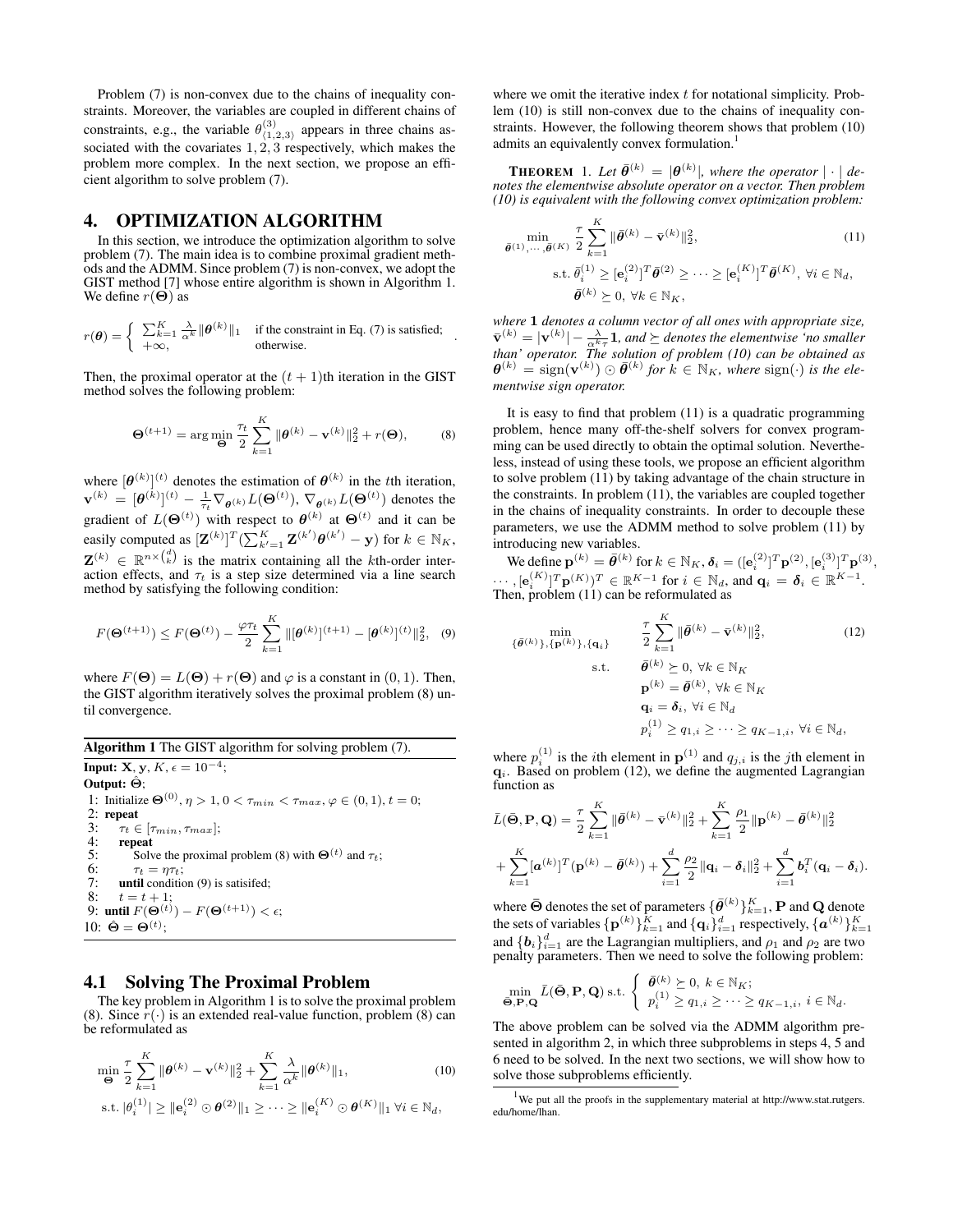Problem (7) is non-convex due to the chains of inequality constraints. Moreover, the variables are coupled in different chains of constraints, e.g., the variable $\theta^{(3)}_{\langle 1,2,3\rangle}$ appears in three chains associated with the covariates $1, 2, 3$ respectively, which makes the problem more complex. In the next section, we propose an efficient algorithm to solve problem (7).

## 4. OPTIMIZATION ALGORITHM

In this section, we introduce the optimization algorithm to solve problem (7). The main idea is to combine proximal gradient methods and the ADMM. Since problem (7) is non-convex, we adopt the GIST method [7] whose entire algorithm is shown in Algorithm 1. We define $r(\boldsymbol{\Theta})$ as

$$r(\boldsymbol{\theta}) = \begin{cases} \sum_{k=1}^{K} \frac{\lambda}{\alpha^k} \|\boldsymbol{\theta}^{(k)}\|_1 & \text{if the constraint in Eq. (7) is satisfied;} \\ +\infty, & \text{otherwise.} \end{cases}$$

Then, the proximal operator at the $(t+1)$th iteration in the GIST method solves the following problem:

$$\boldsymbol{\Theta}^{(t+1)} = \arg\min_{\boldsymbol{\Theta}} \frac{\tau_t}{2} \sum_{k=1}^{K} \|\boldsymbol{\theta}^{(k)} - \mathbf{v}^{(k)}\|_2^2 + r(\boldsymbol{\Theta}), \tag{8}$$

where $[\boldsymbol{\theta}^{(k)}]^{(t)}$ denotes the estimation of $\boldsymbol{\theta}^{(k)}$ in the $t$th iteration, $\mathbf{v}^{(k)} = [\boldsymbol{\theta}^{(k)}]^{(t)} - \frac{1}{\tau_t}\nabla_{\boldsymbol{\theta}^{(k)}} L(\boldsymbol{\Theta}^{(t)})$, $\nabla_{\boldsymbol{\theta}^{(k)}} L(\boldsymbol{\Theta}^{(t)})$ denotes the gradient of $L(\boldsymbol{\Theta}^{(t)})$ with respect to $\boldsymbol{\theta}^{(k)}$ at $\boldsymbol{\Theta}^{(t)}$ and it can be easily computed as $[\mathbf{Z}^{(k)}]^T(\sum_{k'=1}^{K}\mathbf{Z}^{(k')}\boldsymbol{\theta}^{(k')} - \mathbf{y})$ for $k \in \mathbb{N}_K$, $\mathbf{Z}^{(k)} \in \mathbb{R}^{n \times \binom{d}{k}}$ is the matrix containing all the $k$th-order interaction effects, and $\tau_t$ is a step size determined via a line search method by satisfying the following condition:

$$F(\boldsymbol{\Theta}^{(t+1)}) \le F(\boldsymbol{\Theta}^{(t)}) - \frac{\varphi\tau_t}{2} \sum_{k=1}^{K} \|[\boldsymbol{\theta}^{(k)}]^{(t+1)} - [\boldsymbol{\theta}^{(k)}]^{(t)}\|_2^2, \tag{9}$$

where $F(\boldsymbol{\Theta}) = L(\boldsymbol{\Theta}) + r(\boldsymbol{\Theta})$ and $\varphi$ is a constant in $(0,1)$. Then, the GIST algorithm iteratively solves the proximal problem (8) until convergence.

**Algorithm 1** The GIST algorithm for solving problem (7).

**Input:** $\mathbf{X}, \mathbf{y}, K, \epsilon = 10^{-4}$;
**Output:** $\hat{\boldsymbol{\Theta}}$;
1: Initialize $\boldsymbol{\Theta}^{(0)}, \eta > 1, 0 < \tau_{min} < \tau_{max}, \varphi \in (0,1), t = 0$;
2: **repeat**
3: $\quad\tau_t \in [\tau_{min}, \tau_{max}]$;
4: $\quad$**repeat**
5: $\quad\quad$Solve the proximal problem (8) with $\boldsymbol{\Theta}^{(t)}$ and $\tau_t$;
6: $\quad\quad\tau_t = \eta\tau_t$;
7: $\quad$**until** condition (9) is satisifed;
8: $\quad t = t + 1$;
9: **until** $F(\boldsymbol{\Theta}^{(t)}) - F(\boldsymbol{\Theta}^{(t+1)}) < \epsilon$;
10: $\hat{\boldsymbol{\Theta}} = \boldsymbol{\Theta}^{(t)}$;

### 4.1 Solving The Proximal Problem

The key problem in Algorithm 1 is to solve the proximal problem (8). Since $r(\cdot)$ is an extended real-value function, problem (8) can be reformulated as

$$\min_{\boldsymbol{\Theta}} \frac{\tau}{2} \sum_{k=1}^{K} \|\boldsymbol{\theta}^{(k)} - \mathbf{v}^{(k)}\|_2^2 + \sum_{k=1}^{K} \frac{\lambda}{\alpha^k} \|\boldsymbol{\theta}^{(k)}\|_1, \tag{10}$$
$$\text{s.t. } |\theta^{(1)}_i| \ge \|\mathbf{e}^{(2)}_i \odot \boldsymbol{\theta}^{(2)}\|_1 \ge \cdots \ge \|\mathbf{e}^{(K)}_i \odot \boldsymbol{\theta}^{(K)}\|_1 \; \forall i \in \mathbb{N}_d,$$

where we omit the iterative index $t$ for notational simplicity. Problem (10) is still non-convex due to the chains of inequality constraints. However, the following theorem shows that problem (10) admits an equivalently convex formulation.[1]

**THEOREM** 1. *Let $\bar{\boldsymbol{\theta}}^{(k)} = |\boldsymbol{\theta}^{(k)}|$, where the operator $|\cdot|$ denotes the elementwise absolute operator on a vector. Then problem (10) is equivalent with the following convex optimization problem:*

$$\min_{\bar{\boldsymbol{\theta}}^{(1)},\cdots,\bar{\boldsymbol{\theta}}^{(K)}} \frac{\tau}{2} \sum_{k=1}^{K} \|\bar{\boldsymbol{\theta}}^{(k)} - \bar{\mathbf{v}}^{(k)}\|_2^2, \tag{11}$$
$$\text{s.t. } \bar{\theta}^{(1)}_i \ge [\mathbf{e}^{(2)}_i]^T\bar{\boldsymbol{\theta}}^{(2)} \ge \cdots \ge [\mathbf{e}^{(K)}_i]^T\bar{\boldsymbol{\theta}}^{(K)}, \; \forall i \in \mathbb{N}_d,$$
$$\bar{\boldsymbol{\theta}}^{(k)} \succeq 0, \; \forall k \in \mathbb{N}_K,$$

*where $\mathbf{1}$ denotes a column vector of all ones with appropriate size, $\bar{\mathbf{v}}^{(k)} = |\mathbf{v}^{(k)}| - \frac{\lambda}{\alpha^k\tau}\mathbf{1}$, and $\succeq$ denotes the elementwise 'no smaller than' operator. The solution of problem (10) can be obtained as $\boldsymbol{\theta}^{(k)} = \operatorname{sign}(\mathbf{v}^{(k)}) \odot \bar{\boldsymbol{\theta}}^{(k)}$ for $k \in \mathbb{N}_K$, where $\operatorname{sign}(\cdot)$ is the elementwise sign operator.*

It is easy to find that problem (11) is a quadratic programming problem, hence many off-the-shelf solvers for convex programming can be used directly to obtain the optimal solution. Nevertheless, instead of using these tools, we propose an efficient algorithm to solve problem (11) by taking advantage of the chain structure in the constraints. In problem (11), the variables are coupled together in the chains of inequality constraints. In order to decouple these parameters, we use the ADMM method to solve problem (11) by introducing new variables.

We define $\mathbf{p}^{(k)} = \bar{\boldsymbol{\theta}}^{(k)}$ for $k \in \mathbb{N}_K$, $\boldsymbol{\delta}_i = ([\mathbf{e}^{(2)}_i]^T\mathbf{p}^{(2)}, [\mathbf{e}^{(3)}_i]^T\mathbf{p}^{(3)}, \cdots, [\mathbf{e}^{(K)}_i]^T\mathbf{p}^{(K)})^T \in \mathbb{R}^{K-1}$ for $i \in \mathbb{N}_d$, and $\mathbf{q}_i = \boldsymbol{\delta}_i \in \mathbb{R}^{K-1}$. Then, problem (11) can be reformulated as

$$\min_{\{\bar{\boldsymbol{\theta}}^{(k)}\},\{\mathbf{p}^{(k)}\},\{\mathbf{q}_i\}} \quad \frac{\tau}{2} \sum_{k=1}^{K} \|\bar{\boldsymbol{\theta}}^{(k)} - \bar{\mathbf{v}}^{(k)}\|_2^2, \tag{12}$$
$$\text{s.t.} \quad \bar{\boldsymbol{\theta}}^{(k)} \succeq 0, \; \forall k \in \mathbb{N}_K$$
$$\mathbf{p}^{(k)} = \bar{\boldsymbol{\theta}}^{(k)}, \; \forall k \in \mathbb{N}_K$$
$$\mathbf{q}_i = \boldsymbol{\delta}_i, \; \forall i \in \mathbb{N}_d$$
$$p^{(1)}_i \ge q_{1,i} \ge \cdots \ge q_{K-1,i}, \; \forall i \in \mathbb{N}_d,$$

where $p^{(1)}_i$ is the $i$th element in $\mathbf{p}^{(1)}$ and $q_{j,i}$ is the $j$th element in $\mathbf{q}_i$. Based on problem (12), we define the augmented Lagrangian function as

$$\bar{L}(\bar{\boldsymbol{\Theta}}, \mathbf{P}, \mathbf{Q}) = \frac{\tau}{2} \sum_{k=1}^{K} \|\bar{\boldsymbol{\theta}}^{(k)} - \bar{\mathbf{v}}^{(k)}\|_2^2 + \sum_{k=1}^{K} \frac{\rho_1}{2} \|\mathbf{p}^{(k)} - \bar{\boldsymbol{\theta}}^{(k)}\|_2^2$$
$$+ \sum_{k=1}^{K} [\boldsymbol{a}^{(k)}]^T(\mathbf{p}^{(k)} - \bar{\boldsymbol{\theta}}^{(k)}) + \sum_{i=1}^{d} \frac{\rho_2}{2}\|\mathbf{q}_i - \boldsymbol{\delta}_i\|_2^2 + \sum_{i=1}^{d} \boldsymbol{b}_i^T(\mathbf{q}_i - \boldsymbol{\delta}_i).$$

where $\bar{\boldsymbol{\Theta}}$ denotes the set of parameters $\{\bar{\boldsymbol{\theta}}^{(k)}\}_{k=1}^{K}$, $\mathbf{P}$ and $\mathbf{Q}$ denote the sets of variables $\{\mathbf{p}^{(k)}\}_{k=1}^{K}$ and $\{\mathbf{q}_i\}_{i=1}^{d}$ respectively, $\{\boldsymbol{a}^{(k)}\}_{k=1}^{K}$ and $\{\boldsymbol{b}_i\}_{i=1}^{d}$ are the Lagrangian multipliers, and $\rho_1$ and $\rho_2$ are two penalty parameters. Then we need to solve the following problem:

$$\min_{\bar{\boldsymbol{\Theta}},\mathbf{P},\mathbf{Q}} \bar{L}(\bar{\boldsymbol{\Theta}}, \mathbf{P}, \mathbf{Q}) \text{ s.t. } \begin{cases} \bar{\boldsymbol{\theta}}^{(k)} \succeq 0, \; k \in \mathbb{N}_K; \\ p^{(1)}_i \ge q_{1,i} \ge \cdots \ge q_{K-1,i}, \; i \in \mathbb{N}_d. \end{cases}$$

The above problem can be solved via the ADMM algorithm presented in algorithm 2, in which three subproblems in steps 4, 5 and 6 need to be solved. In the next two sections, we will show how to solve those subproblems efficiently.

[1] We put all the proofs in the supplementary material at http://www.stat.rutgers.edu/home/lhan.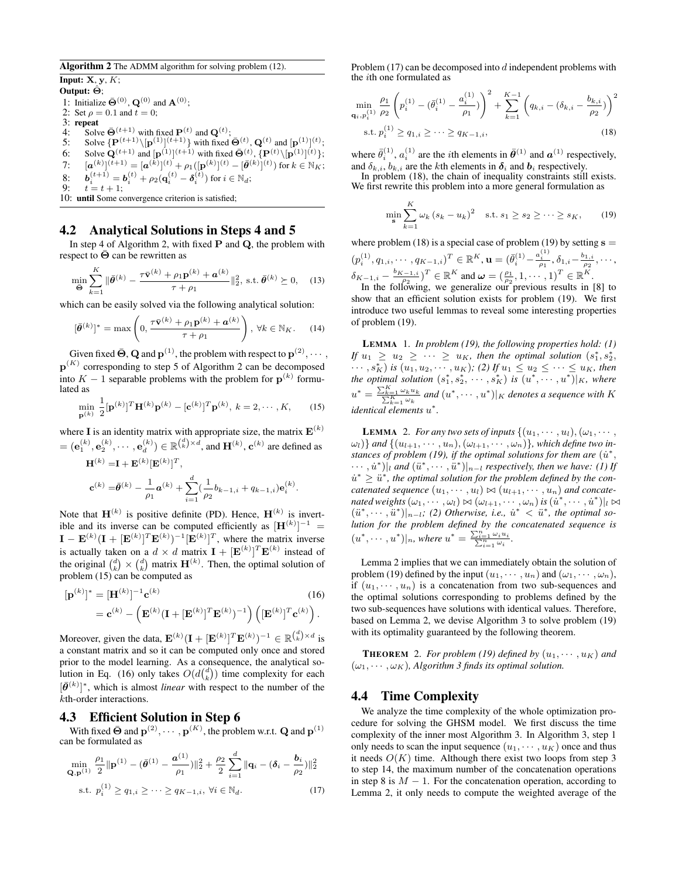**Algorithm 2** The ADMM algorithm for solving problem (12).

**Input:** $\mathbf{X}$, $\mathbf{y}$, $K$;
**Output:** $\hat{\mathbf{\Theta}}$;
1: Initialize $\bar{\mathbf{\Theta}}^{(0)}$, $\mathbf{Q}^{(0)}$ and $\mathbf{A}^{(0)}$;
2: Set $\rho = 0.1$ and $t = 0$;
3: **repeat**
4: Solve $\bar{\mathbf{\Theta}}^{(t+1)}$ with fixed $\mathbf{P}^{(t)}$ and $\mathbf{Q}^{(t)}$;
5: Solve $\{\mathbf{P}^{(t+1)} \backslash [\mathbf{p}^{(1)}]^{(t+1)}\}$ with fixed $\bar{\mathbf{\Theta}}^{(t)}$, $\mathbf{Q}^{(t)}$ and $[\mathbf{p}^{(1)}]^{(t)}$;
6: Solve $\mathbf{Q}^{(t+1)}$ and $[\mathbf{p}^{(1)}]^{(t+1)}$ with fixed $\bar{\mathbf{\Theta}}^{(t)}$, $\{\mathbf{P}^{(t)} \backslash [\mathbf{p}^{(1)}]^{(t)}\}$;
7: $[\boldsymbol{a}^{(k)}]^{(t+1)} = [\boldsymbol{a}^{(k)}]^{(t)} + \rho_1([\mathbf{p}^{(k)}]^{(t)} - [\bar{\boldsymbol{\theta}}^{(k)}]^{(t)})$ for $k \in \mathbb{N}_K$;
8: $\boldsymbol{b}_i^{(t+1)} = \boldsymbol{b}_i^{(t)} + \rho_2(\mathbf{q}_i^{(t)} - \boldsymbol{\delta}_i^{(t)})$ for $i \in \mathbb{N}_d$;
9: $t = t + 1$;
10: **until** Some convergence criterion is satisfied;

## 4.2 Analytical Solutions in Steps 4 and 5

In step 4 of Algorithm 2, with fixed $\mathbf{P}$ and $\mathbf{Q}$, the problem with respect to $\bar{\mathbf{\Theta}}$ can be rewritten as

$$\min_{\bar{\mathbf{\Theta}}} \sum_{k=1}^{K} \|\bar{\boldsymbol{\theta}}^{(k)} - \frac{\tau \bar{\mathbf{v}}^{(k)} + \rho_1 \mathbf{p}^{(k)} + \boldsymbol{a}^{(k)}}{\tau + \rho_1}\|_2^2, \text{ s.t. } \bar{\boldsymbol{\theta}}^{(k)} \succeq 0, \quad (13)$$

which can be easily solved via the following analytical solution:

$$[\bar{\boldsymbol{\theta}}^{(k)}]^* = \max\left(0, \frac{\tau \bar{\mathbf{v}}^{(k)} + \rho_1 \mathbf{p}^{(k)} + \boldsymbol{a}^{(k)}}{\tau + \rho_1}\right), \forall k \in \mathbb{N}_K. \quad (14)$$

Given fixed $\bar{\mathbf{\Theta}}$, $\mathbf{Q}$ and $\mathbf{p}^{(1)}$, the problem with respect to $\mathbf{p}^{(2)}, \cdots, \mathbf{p}^{(K)}$ corresponding to step 5 of Algorithm 2 can be decomposed into $K-1$ separable problems with the problem for $\mathbf{p}^{(k)}$ formulated as

$$\min_{\mathbf{p}^{(k)}} \frac{1}{2}[\mathbf{p}^{(k)}]^T \mathbf{H}^{(k)} \mathbf{p}^{(k)} - [\mathbf{c}^{(k)}]^T \mathbf{p}^{(k)}, \ k = 2, \cdots, K, \quad (15)$$

where $\mathbf{I}$ is an identity matrix with appropriate size, the matrix $\mathbf{E}^{(k)} = (\mathbf{e}_1^{(k)}, \mathbf{e}_2^{(k)}, \cdots, \mathbf{e}_d^{(k)}) \in \mathbb{R}^{\binom{d}{k} \times d}$, and $\mathbf{H}^{(k)}$, $\mathbf{c}^{(k)}$ are defined as

$$\mathbf{H}^{(k)} = \mathbf{I} + \mathbf{E}^{(k)}[\mathbf{E}^{(k)}]^T,$$

$$\mathbf{c}^{(k)} = \bar{\boldsymbol{\theta}}^{(k)} - \frac{1}{\rho_1}\boldsymbol{a}^{(k)} + \sum_{i=1}^{d}(\frac{1}{\rho_2} b_{k-1,i} + q_{k-1,i})\mathbf{e}_i^{(k)}.$$

Note that $\mathbf{H}^{(k)}$ is positive definite (PD). Hence, $\mathbf{H}^{(k)}$ is invertible and its inverse can be computed efficiently as $[\mathbf{H}^{(k)}]^{-1} = \mathbf{I} - \mathbf{E}^{(k)}(\mathbf{I} + [\mathbf{E}^{(k)}]^T \mathbf{E}^{(k)})^{-1}[\mathbf{E}^{(k)}]^T$, where the matrix inverse is actually taken on a $d \times d$ matrix $\mathbf{I} + [\mathbf{E}^{(k)}]^T \mathbf{E}^{(k)}$ instead of the original $\binom{d}{k} \times \binom{d}{k}$ matrix $\mathbf{H}^{(k)}$. Then, the optimal solution of problem (15) can be computed as

$$\begin{aligned}
[\mathbf{p}^{(k)}]^* &= [\mathbf{H}^{(k)}]^{-1}\mathbf{c}^{(k)} \quad (16)\\
&= \mathbf{c}^{(k)} - \left(\mathbf{E}^{(k)}(\mathbf{I} + [\mathbf{E}^{(k)}]^T \mathbf{E}^{(k)})^{-1}\right)\left([\mathbf{E}^{(k)}]^T \mathbf{c}^{(k)}\right).
\end{aligned}$$

Moreover, given the data, $\mathbf{E}^{(k)}(\mathbf{I} + [\mathbf{E}^{(k)}]^T \mathbf{E}^{(k)})^{-1} \in \mathbb{R}^{\binom{d}{k} \times d}$ is a constant matrix and so it can be computed only once and stored prior to the model learning. As a consequence, the analytical solution in Eq. (16) only takes $O(d\binom{d}{k})$ time complexity for each $[\bar{\boldsymbol{\theta}}^{(k)}]^*$, which is almost *linear* with respect to the number of the $k$th-order interactions.

## 4.3 Efficient Solution in Step 6

With fixed $\bar{\mathbf{\Theta}}$ and $\mathbf{p}^{(2)}, \cdots, \mathbf{p}^{(K)}$, the problem w.r.t. $\mathbf{Q}$ and $\mathbf{p}^{(1)}$ can be formulated as

$$\begin{aligned}
\min_{\mathbf{Q}, \mathbf{p}^{(1)}} \ & \frac{\rho_1}{2}\|\mathbf{p}^{(1)} - (\bar{\boldsymbol{\theta}}^{(1)} - \frac{\boldsymbol{a}^{(1)}}{\rho_1})\|_2^2 + \frac{\rho_2}{2}\sum_{i=1}^{d}\|\mathbf{q}_i - (\boldsymbol{\delta}_i - \frac{\boldsymbol{b}_i}{\rho_2})\|_2^2 \\
\text{s.t. } & p_i^{(1)} \geq q_{1,i} \geq \cdots \geq q_{K-1,i}, \ \forall i \in \mathbb{N}_d. \quad (17)
\end{aligned}$$

Problem (17) can be decomposed into $d$ independent problems with the $i$th one formulated as

$$\begin{aligned}
\min_{\mathbf{q}_i, p_i^{(1)}} \ & \frac{\rho_1}{\rho_2}\left(p_i^{(1)} - (\bar{\theta}_i^{(1)} - \frac{a_i^{(1)}}{\rho_1})\right)^2 + \sum_{k=1}^{K-1}\left(q_{k,i} - (\delta_{k,i} - \frac{b_{k,i}}{\rho_2})\right)^2 \\
\text{s.t. } & p_i^{(1)} \geq q_{1,i} \geq \cdots \geq q_{K-1,i}, \quad (18)
\end{aligned}$$

where $\bar{\theta}_i^{(1)}$, $a_i^{(1)}$ are the $i$th elements in $\bar{\boldsymbol{\theta}}^{(1)}$ and $\boldsymbol{a}^{(1)}$ respectively, and $\delta_{k,i}$, $b_{k,i}$ are the $k$th elements in $\boldsymbol{\delta}_i$ and $\boldsymbol{b}_i$ respectively.

In problem (18), the chain of inequality constraints still exists. We first rewrite this problem into a more general formulation as

$$\min_{\mathbf{s}} \sum_{k=1}^{K} \omega_k (s_k - u_k)^2 \quad \text{s.t. } s_1 \geq s_2 \geq \cdots \geq s_K, \quad (19)$$

where problem (18) is a special case of problem (19) by setting $\mathbf{s} = (p_i^{(1)}, q_{1,i}, \cdots, q_{K-1,i})^T \in \mathbb{R}^K$, $\mathbf{u} = (\bar{\theta}_i^{(1)} - \frac{a_i^{(1)}}{\rho_1}, \delta_{1,i} - \frac{b_{1,i}}{\rho_2}, \cdots, \delta_{K-1,i} - \frac{b_{K-1,i}}{\rho_2})^T \in \mathbb{R}^K$ and $\boldsymbol{\omega} = (\frac{\rho_1}{\rho_2}, 1, \cdots, 1)^T \in \mathbb{R}^K$.

In the following, we generalize our previous results in [8] to show that an efficient solution exists for problem (19). We first introduce two useful lemmas to reveal some interesting properties of problem (19).

**LEMMA** 1. *In problem (19), the following properties hold: (1) If $u_1 \geq u_2 \geq \cdots \geq u_K$, then the optimal solution $(s_1^*, s_2^*, \cdots, s_K^*)$ is $(u_1, u_2, \cdots, u_K)$; (2) If $u_1 \leq u_2 \leq \cdots \leq u_K$, then the optimal solution $(s_1^*, s_2^*, \cdots, s_K^*)$ is $(u^*, \cdots, u^*)|_K$, where $u^* = \frac{\sum_{k=1}^{K}\omega_k u_k}{\sum_{k=1}^{K}\omega_k}$ and $(u^*, \cdots, u^*)|_K$ denotes a sequence with $K$ identical elements $u^*$.*

**LEMMA** 2. *For any two sets of inputs $\{(u_1, \cdots, u_l), (\omega_1, \cdots, \omega_l)\}$ and $\{(u_{l+1}, \cdots, u_n), (\omega_{l+1}, \cdots, \omega_n)\}$, which define two instances of problem (19), if the optimal solutions for them are $(\dot{u}^*, \cdots, \dot{u}^*)|_l$ and $(\ddot{u}^*, \cdots, \ddot{u}^*)|_{n-l}$ respectively, then we have: (1) If $\dot{u}^* \geq \ddot{u}^*$, the optimal solution for the problem defined by the concatenated sequence $(u_1, \cdots, u_l) \bowtie (u_{l+1}, \cdots, u_n)$ and concatenated weights $(\omega_1, \cdots, \omega_l) \bowtie (\omega_{l+1}, \cdots, \omega_n)$ is $(\dot{u}^*, \cdots, \dot{u}^*)|_l \bowtie (\ddot{u}^*, \cdots, \ddot{u}^*)|_{n-l}$; (2) Otherwise, i.e., $\dot{u}^* < \ddot{u}^*$, the optimal solution for the problem defined by the concatenated sequence is $(u^*, \cdots, u^*)|_n$, where $u^* = \frac{\sum_{i=1}^{n}\omega_i u_i}{\sum_{i=1}^{n}\omega_i}$.*

Lemma 2 implies that we can immediately obtain the solution of problem (19) defined by the input $(u_1, \cdots, u_n)$ and $(\omega_1, \cdots, \omega_n)$, if $(u_1, \cdots, u_n)$ is a concatenation from two sub-sequences and the optimal solutions corresponding to problems defined by the two sub-sequences have solutions with identical values. Therefore, based on Lemma 2, we devise Algorithm 3 to solve problem (19) with its optimality guaranteed by the following theorem.

**THEOREM** 2. *For problem (19) defined by $(u_1, \cdots, u_K)$ and $(\omega_1, \cdots, \omega_K)$, Algorithm 3 finds its optimal solution.*

## 4.4 Time Complexity

We analyze the time complexity of the whole optimization procedure for solving the GHSM model. We first discuss the time complexity of the inner most Algorithm 3. In Algorithm 3, step 1 only needs to scan the input sequence $(u_1, \cdots, u_K)$ once and thus it needs $O(K)$ time. Although there exist two loops from step 3 to step 14, the maximum number of the concatenation operations in step 8 is $M-1$. For the concatenation operation, according to Lemma 2, it only needs to compute the weighted average of the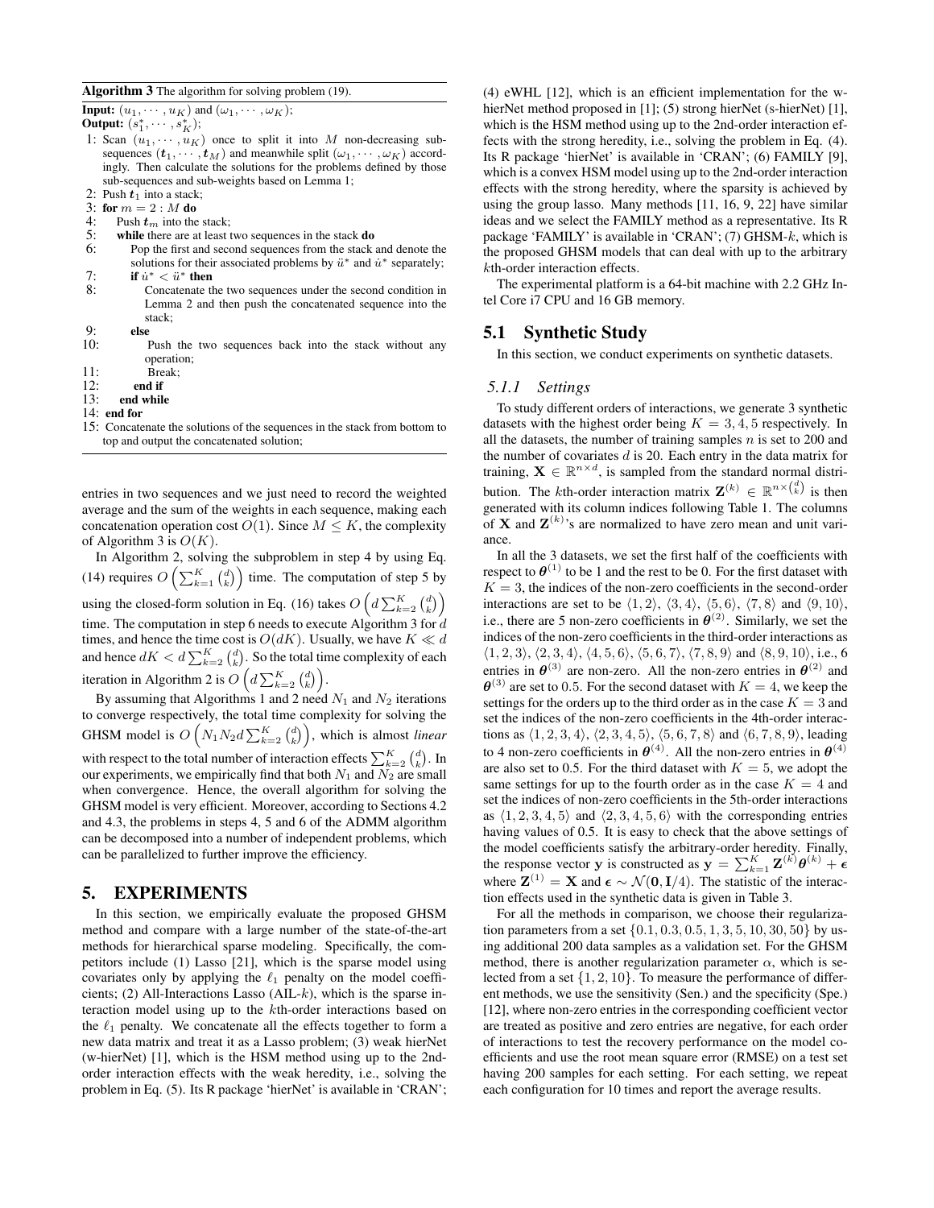**Algorithm 3** The algorithm for solving problem (19).

**Input:** $(u_1, \cdots, u_K)$ and $(\omega_1, \cdots, \omega_K)$;
**Output:** $(s_1^*, \cdots, s_K^*)$;

1: Scan $(u_1, \cdots, u_K)$ once to split it into $M$ non-decreasing subsequences $(\boldsymbol{t}_1, \cdots, \boldsymbol{t}_M)$ and meanwhile split $(\omega_1, \cdots, \omega_K)$ accordingly. Then calculate the solutions for the problems defined by those sub-sequences and sub-weights based on Lemma 1;
2: Push $\boldsymbol{t}_1$ into a stack;
3: **for** $m = 2 : M$ **do**
4: Push $\boldsymbol{t}_m$ into the stack;
5: **while** there are at least two sequences in the stack **do**
6: Pop the first and second sequences from the stack and denote the solutions for their associated problems by $\dot{u}^*$ and $\ddot{u}^*$ separately;
7: **if** $\dot{u}^* < \ddot{u}^*$ **then**
8: Concatenate the two sequences under the second condition in Lemma 2 and then push the concatenated sequence into the stack;
9: **else**
10: Push the two sequences back into the stack without any operation;
11: Break;
12: **end if**
13: **end while**
14: **end for**
15: Concatenate the solutions of the sequences in the stack from bottom to top and output the concatenated solution;

entries in two sequences and we just need to record the weighted average and the sum of the weights in each sequence, making each concatenation operation cost $O(1)$. Since $M \leq K$, the complexity of Algorithm 3 is $O(K)$.

In Algorithm 2, solving the subproblem in step 4 by using Eq. (14) requires $O\left(\sum_{k=1}^{K}\binom{d}{k}\right)$ time. The computation of step 5 by using the closed-form solution in Eq. (16) takes $O\left(d\sum_{k=2}^{K}\binom{d}{k}\right)$ time. The computation in step 6 needs to execute Algorithm 3 for $d$ times, and hence the time cost is $O(dK)$. Usually, we have $K \ll d$ and hence $dK < d\sum_{k=2}^{K}\binom{d}{k}$. So the total time complexity of each iteration in Algorithm 2 is $O\left(d\sum_{k=2}^{K}\binom{d}{k}\right)$.

By assuming that Algorithms 1 and 2 need $N_1$ and $N_2$ iterations to converge respectively, the total time complexity for solving the GHSM model is $O\left(N_1 N_2 d\sum_{k=2}^{K}\binom{d}{k}\right)$, which is almost *linear* with respect to the total number of interaction effects $\sum_{k=2}^{K}\binom{d}{k}$. In our experiments, we empirically find that both $N_1$ and $N_2$ are small when convergence. Hence, the overall algorithm for solving the GHSM model is very efficient. Moreover, according to Sections 4.2 and 4.3, the problems in steps 4, 5 and 6 of the ADMM algorithm can be decomposed into a number of independent problems, which can be parallelized to further improve the efficiency.

## 5. EXPERIMENTS

In this section, we empirically evaluate the proposed GHSM method and compare with a large number of the state-of-the-art methods for hierarchical sparse modeling. Specifically, the competitors include (1) Lasso [21], which is the sparse model using covariates only by applying the $\ell_1$ penalty on the model coefficients; (2) All-Interactions Lasso (AIL-$k$), which is the sparse interaction model using up to the $k$th-order interactions based on the $\ell_1$ penalty. We concatenate all the effects together to form a new data matrix and treat it as a Lasso problem; (3) weak hierNet (w-hierNet) [1], which is the HSM method using up to the 2nd-order interaction effects with the weak heredity, i.e., solving the problem in Eq. (5). Its R package 'hierNet' is available in 'CRAN'; (4) eWHL [12], which is an efficient implementation for the w-hierNet method proposed in [1]; (5) strong hierNet (s-hierNet) [1], which is the HSM method using up to the 2nd-order interaction effects with the strong heredity, i.e., solving the problem in Eq. (4). Its R package 'hierNet' is available in 'CRAN'; (6) FAMILY [9], which is a convex HSM model using up to the 2nd-order interaction effects with the strong heredity, where the sparsity is achieved by using the group lasso. Many methods [11, 16, 9, 22] have similar ideas and we select the FAMILY method as a representative. Its R package 'FAMILY' is available in 'CRAN'; (7) GHSM-$k$, which is the proposed GHSM models that can deal with up to the arbitrary $k$th-order interaction effects.

The experimental platform is a 64-bit machine with 2.2 GHz Intel Core i7 CPU and 16 GB memory.

### 5.1 Synthetic Study

In this section, we conduct experiments on synthetic datasets.

#### 5.1.1 Settings

To study different orders of interactions, we generate 3 synthetic datasets with the highest order being $K = 3, 4, 5$ respectively. In all the datasets, the number of training samples $n$ is set to 200 and the number of covariates $d$ is 20. Each entry in the data matrix for training, $\mathbf{X} \in \mathbb{R}^{n\times d}$, is sampled from the standard normal distribution. The $k$th-order interaction matrix $\mathbf{Z}^{(k)} \in \mathbb{R}^{n\times\binom{d}{k}}$ is then generated with its column indices following Table 1. The columns of $\mathbf{X}$ and $\mathbf{Z}^{(k)}$'s are normalized to have zero mean and unit variance.

In all the 3 datasets, we set the first half of the coefficients with respect to $\boldsymbol{\theta}^{(1)}$ to be 1 and the rest to be 0. For the first dataset with $K = 3$, the indices of the non-zero coefficients in the second-order interactions are set to be $\langle 1, 2\rangle$, $\langle 3, 4\rangle$, $\langle 5, 6\rangle$, $\langle 7, 8\rangle$ and $\langle 9, 10\rangle$, i.e., there are 5 non-zero coefficients in $\boldsymbol{\theta}^{(2)}$. Similarly, we set the indices of the non-zero coefficients in the third-order interactions as $\langle 1, 2, 3\rangle$, $\langle 2, 3, 4\rangle$, $\langle 4, 5, 6\rangle$, $\langle 5, 6, 7\rangle$, $\langle 7, 8, 9\rangle$ and $\langle 8, 9, 10\rangle$, i.e., 6 entries in $\boldsymbol{\theta}^{(3)}$ are non-zero. All the non-zero entries in $\boldsymbol{\theta}^{(2)}$ and $\boldsymbol{\theta}^{(3)}$ are set to 0.5. For the second dataset with $K = 4$, we keep the settings for the orders up to the third order as in the case $K = 3$ and set the indices of the non-zero coefficients in the 4th-order interactions as $\langle 1, 2, 3, 4\rangle$, $\langle 2, 3, 4, 5\rangle$, $\langle 5, 6, 7, 8\rangle$ and $\langle 6, 7, 8, 9\rangle$, leading to 4 non-zero coefficients in $\boldsymbol{\theta}^{(4)}$. All the non-zero entries in $\boldsymbol{\theta}^{(4)}$ are also set to 0.5. For the third dataset with $K = 5$, we adopt the same settings for up to the fourth order as in the case $K = 4$ and set the indices of non-zero coefficients in the 5th-order interactions as $\langle 1, 2, 3, 4, 5\rangle$ and $\langle 2, 3, 4, 5, 6\rangle$ with the corresponding entries having values of 0.5. It is easy to check that the above settings of the model coefficients satisfy the arbitrary-order heredity. Finally, the response vector $\mathbf{y}$ is constructed as $\mathbf{y} = \sum_{k=1}^{K}\mathbf{Z}^{(k)}\boldsymbol{\theta}^{(k)} + \boldsymbol{\epsilon}$ where $\mathbf{Z}^{(1)} = \mathbf{X}$ and $\boldsymbol{\epsilon} \sim \mathcal{N}(\mathbf{0}, \mathbf{I}/4)$. The statistic of the interaction effects used in the synthetic data is given in Table 3.

For all the methods in comparison, we choose their regularization parameters from a set $\{0.1, 0.3, 0.5, 1, 3, 5, 10, 30, 50\}$ by using additional 200 data samples as a validation set. For the GHSM method, there is another regularization parameter $\alpha$, which is selected from a set $\{1, 2, 10\}$. To measure the performance of different methods, we use the sensitivity (Sen.) and the specificity (Spe.) [12], where non-zero entries in the corresponding coefficient vector are treated as positive and zero entries are negative, for each order of interactions to test the recovery performance on the model coefficients and use the root mean square error (RMSE) on a test set having 200 samples for each setting. For each setting, we repeat each configuration for 10 times and report the average results.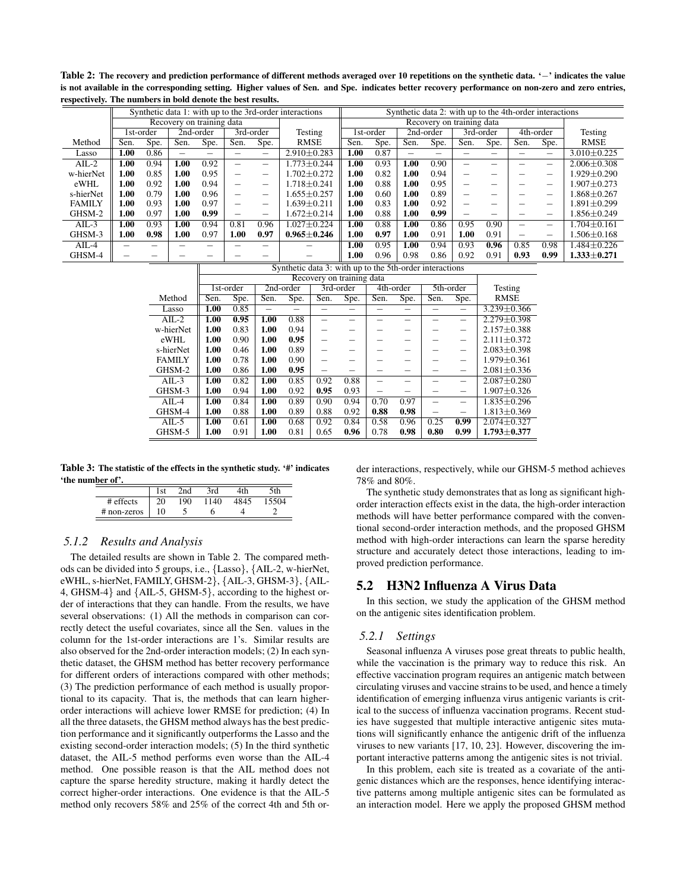**Table 2: The recovery and prediction performance of different methods averaged over 10 repetitions on the synthetic data. '−' indicates the value is not available in the corresponding setting. Higher values of Sen. and Spe. indicates better recovery performance on non-zero and zero entries, respectively. The numbers in bold denote the best results.**

| | Synthetic data 1: with up to the 3rd-order interactions | | | | | | | Synthetic data 2: with up to the 4th-order interactions | | | | | | | | |
|---|---|---|---|---|---|---|---|---|---|---|---|---|---|---|---|---|
| | Recovery on training data | | | | | | | Recovery on training data | | | | | | | | |
| | 1st-order | | 2nd-order | | 3rd-order | | Testing | 1st-order | | 2nd-order | | 3rd-order | | 4th-order | | Testing |
| Method | Sen. | Spe. | Sen. | Spe. | Sen. | Spe. | RMSE | Sen. | Spe. | Sen. | Spe. | Sen. | Spe. | Sen. | Spe. | RMSE |
| Lasso | **1.00** | 0.86 | − | − | − | − | 2.910±0.283 | **1.00** | 0.87 | − | − | − | − | − | − | 3.010±0.225 |
| AIL-2 | **1.00** | 0.94 | **1.00** | 0.92 | − | − | 1.773±0.244 | **1.00** | 0.93 | **1.00** | 0.90 | − | − | − | − | 2.006±0.308 |
| w-hierNet | **1.00** | 0.85 | **1.00** | 0.95 | − | − | 1.702±0.272 | **1.00** | 0.82 | **1.00** | 0.94 | − | − | − | − | 1.929±0.290 |
| eWHL | **1.00** | 0.92 | **1.00** | 0.94 | − | − | 1.718±0.241 | **1.00** | 0.88 | **1.00** | 0.95 | − | − | − | − | 1.907±0.273 |
| s-hierNet | **1.00** | 0.79 | **1.00** | 0.96 | − | − | 1.655±0.257 | **1.00** | 0.60 | **1.00** | 0.89 | − | − | − | − | 1.868±0.267 |
| FAMILY | **1.00** | 0.93 | **1.00** | 0.97 | − | − | 1.639±0.211 | **1.00** | 0.83 | **1.00** | 0.92 | − | − | − | − | 1.891±0.299 |
| GHSM-2 | **1.00** | 0.97 | **1.00** | **0.99** | − | − | 1.672±0.214 | **1.00** | 0.88 | **1.00** | **0.99** | − | − | − | − | 1.856±0.249 |
| AIL-3 | **1.00** | 0.93 | **1.00** | 0.94 | 0.81 | 0.96 | 1.027±0.224 | **1.00** | 0.88 | **1.00** | 0.86 | 0.95 | 0.90 | − | − | 1.704±0.161 |
| GHSM-3 | **1.00** | **0.98** | **1.00** | 0.97 | **1.00** | **0.97** | **0.965±0.246** | **1.00** | **0.97** | **1.00** | 0.91 | **1.00** | 0.91 | − | − | 1.506±0.168 |
| AIL-4 | − | − | − | − | − | − | − | **1.00** | 0.95 | **1.00** | 0.94 | 0.93 | **0.96** | 0.85 | 0.98 | 1.484±0.226 |
| GHSM-4 | − | − | − | − | − | − | − | **1.00** | 0.96 | 0.98 | 0.86 | 0.92 | 0.91 | **0.93** | **0.99** | **1.333±0.271** |

| | Synthetic data 3: with up to the 5th-order interactions | | | | | | | | | | |
|---|---|---|---|---|---|---|---|---|---|---|---|
| | Recovery on training data | | | | | | | | | | |
| | 1st-order | | 2nd-order | | 3rd-order | | 4th-order | | 5th-order | | Testing |
| Method | Sen. | Spe. | Sen. | Spe. | Sen. | Spe. | Sen. | Spe. | Sen. | Spe. | RMSE |
| Lasso | **1.00** | 0.85 | − | − | − | − | − | − | − | − | 3.239±0.366 |
| AIL-2 | **1.00** | **0.95** | **1.00** | 0.88 | − | − | − | − | − | − | 2.279±0.398 |
| w-hierNet | **1.00** | 0.83 | **1.00** | 0.94 | − | − | − | − | − | − | 2.157±0.388 |
| eWHL | **1.00** | 0.90 | **1.00** | **0.95** | − | − | − | − | − | − | 2.111±0.372 |
| s-hierNet | **1.00** | 0.46 | **1.00** | 0.89 | − | − | − | − | − | − | 2.083±0.398 |
| FAMILY | **1.00** | 0.78 | **1.00** | 0.90 | − | − | − | − | − | − | 1.979±0.361 |
| GHSM-2 | **1.00** | 0.86 | **1.00** | **0.95** | − | − | − | − | − | − | 2.081±0.336 |
| AIL-3 | **1.00** | 0.82 | **1.00** | 0.85 | 0.92 | 0.88 | − | − | − | − | 2.087±0.280 |
| GHSM-3 | **1.00** | 0.94 | **1.00** | 0.92 | **0.95** | 0.93 | − | − | − | − | 1.907±0.326 |
| AIL-4 | **1.00** | 0.84 | **1.00** | 0.89 | 0.90 | 0.94 | 0.70 | 0.97 | − | − | 1.835±0.296 |
| GHSM-4 | **1.00** | 0.88 | **1.00** | 0.89 | 0.88 | 0.92 | **0.88** | **0.98** | − | − | 1.813±0.369 |
| AIL-5 | **1.00** | 0.61 | **1.00** | 0.68 | 0.92 | 0.84 | 0.58 | 0.96 | 0.25 | **0.99** | 2.074±0.327 |
| GHSM-5 | **1.00** | 0.91 | **1.00** | 0.81 | 0.65 | **0.96** | 0.78 | **0.98** | **0.80** | **0.99** | **1.793±0.377** |

**Table 3: The statistic of the effects in the synthetic study. '#' indicates 'the number of'.**

| | 1st | 2nd | 3rd | 4th | 5th |
|---|---|---|---|---|---|
| # effects | 20 | 190 | 1140 | 4845 | 15504 |
| # non-zeros | 10 | 5 | 6 | 4 | 2 |

### *5.1.2 Results and Analysis*

The detailed results are shown in Table 2. The compared methods can be divided into 5 groups, i.e., {Lasso}, {AIL-2, w-hierNet, eWHL, s-hierNet, FAMILY, GHSM-2}, {AIL-3, GHSM-3}, {AIL-4, GHSM-4} and {AIL-5, GHSM-5}, according to the highest order of interactions that they can handle. From the results, we have several observations: (1) All the methods in comparison can correctly detect the useful covariates, since all the Sen. values in the column for the 1st-order interactions are 1's. Similar results are also observed for the 2nd-order interaction models; (2) In each synthetic dataset, the GHSM method has better recovery performance for different orders of interactions compared with other methods; (3) The prediction performance of each method is usually proportional to its capacity. That is, the methods that can learn higher-order interactions will achieve lower RMSE for prediction; (4) In all the three datasets, the GHSM method always has the best prediction performance and it significantly outperforms the Lasso and the existing second-order interaction models; (5) In the third synthetic dataset, the AIL-5 method performs even worse than the AIL-4 method. One possible reason is that the AIL method does not capture the sparse heredity structure, making it hardly detect the correct higher-order interactions. One evidence is that the AIL-5 method only recovers 58% and 25% of the correct 4th and 5th order interactions, respectively, while our GHSM-5 method achieves 78% and 80%.

The synthetic study demonstrates that as long as significant high-order interaction effects exist in the data, the high-order interaction methods will have better performance compared with the conventional second-order interaction methods, and the proposed GHSM method with high-order interactions can learn the sparse heredity structure and accurately detect those interactions, leading to improved prediction performance.

## 5.2 H3N2 Influenza A Virus Data

In this section, we study the application of the GHSM method on the antigenic sites identification problem.

### *5.2.1 Settings*

Seasonal influenza A viruses pose great threats to public health, while the vaccination is the primary way to reduce this risk. An effective vaccination program requires an antigenic match between circulating viruses and vaccine strains to be used, and hence a timely identification of emerging influenza virus antigenic variants is critical to the success of influenza vaccination programs. Recent studies have suggested that multiple interactive antigenic sites mutations will significantly enhance the antigenic drift of the influenza viruses to new variants [17, 10, 23]. However, discovering the important interactive patterns among the antigenic sites is not trivial.

In this problem, each site is treated as a covariate of the antigenic distances which are the responses, hence identifying interactive patterns among multiple antigenic sites can be formulated as an interaction model. Here we apply the proposed GHSM method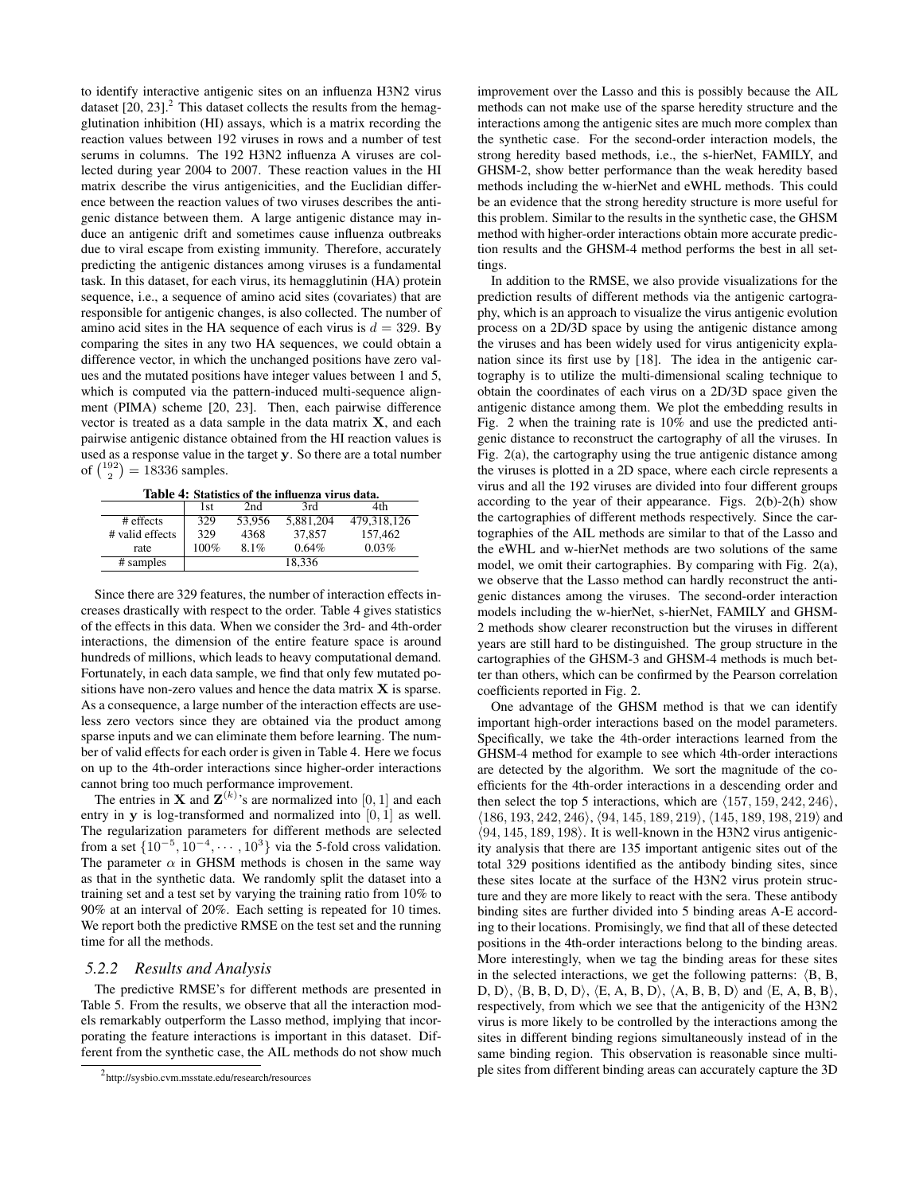to identify interactive antigenic sites on an influenza H3N2 virus dataset [20, 23].[2] This dataset collects the results from the hemagglutination inhibition (HI) assays, which is a matrix recording the reaction values between 192 viruses in rows and a number of test serums in columns. The 192 H3N2 influenza A viruses are collected during year 2004 to 2007. These reaction values in the HI matrix describe the virus antigenicities, and the Euclidian difference between the reaction values of two viruses describes the antigenic distance between them. A large antigenic distance may induce an antigenic drift and sometimes cause influenza outbreaks due to viral escape from existing immunity. Therefore, accurately predicting the antigenic distances among viruses is a fundamental task. In this dataset, for each virus, its hemagglutinin (HA) protein sequence, i.e., a sequence of amino acid sites (covariates) that are responsible for antigenic changes, is also collected. The number of amino acid sites in the HA sequence of each virus is $d = 329$. By comparing the sites in any two HA sequences, we could obtain a difference vector, in which the unchanged positions have zero values and the mutated positions have integer values between 1 and 5, which is computed via the pattern-induced multi-sequence alignment (PIMA) scheme [20, 23]. Then, each pairwise difference vector is treated as a data sample in the data matrix $\mathbf{X}$, and each pairwise antigenic distance obtained from the HI reaction values is used as a response value in the target $\mathbf{y}$. So there are a total number of $\binom{192}{2} = 18336$ samples.

**Table 4: Statistics of the influenza virus data.**

| | 1st | 2nd | 3rd | 4th |
|---|---|---|---|---|
| # effects | 329 | 53,956 | 5,881,204 | 479,318,126 |
| # valid effects | 329 | 4368 | 37,857 | 157,462 |
| rate | 100% | 8.1% | 0.64% | 0.03% |
| # samples | 18,336 | | | |

Since there are 329 features, the number of interaction effects increases drastically with respect to the order. Table 4 gives statistics of the effects in this data. When we consider the 3rd- and 4th-order interactions, the dimension of the entire feature space is around hundreds of millions, which leads to heavy computational demand. Fortunately, in each data sample, we find that only few mutated positions have non-zero values and hence the data matrix $\mathbf{X}$ is sparse. As a consequence, a large number of the interaction effects are useless zero vectors since they are obtained via the product among sparse inputs and we can eliminate them before learning. The number of valid effects for each order is given in Table 4. Here we focus on up to the 4th-order interactions since higher-order interactions cannot bring too much performance improvement.

The entries in $\mathbf{X}$ and $\mathbf{Z}^{(k)}$'s are normalized into $[0, 1]$ and each entry in $\mathbf{y}$ is log-transformed and normalized into $[0, 1]$ as well. The regularization parameters for different methods are selected from a set $\{10^{-5}, 10^{-4}, \cdots, 10^{3}\}$ via the 5-fold cross validation. The parameter $\alpha$ in GHSM methods is chosen in the same way as that in the synthetic data. We randomly split the dataset into a training set and a test set by varying the training ratio from 10% to 90% at an interval of 20%. Each setting is repeated for 10 times. We report both the predictive RMSE on the test set and the running time for all the methods.

### 5.2.2 Results and Analysis

The predictive RMSE's for different methods are presented in Table 5. From the results, we observe that all the interaction models remarkably outperform the Lasso method, implying that incorporating the feature interactions is important in this dataset. Different from the synthetic case, the AIL methods do not show much improvement over the Lasso and this is possibly because the AIL methods can not make use of the sparse heredity structure and the interactions among the antigenic sites are much more complex than the synthetic case. For the second-order interaction models, the strong heredity based methods, i.e., the s-hierNet, FAMILY, and GHSM-2, show better performance than the weak heredity based methods including the w-hierNet and eWHL methods. This could be an evidence that the strong heredity structure is more useful for this problem. Similar to the results in the synthetic case, the GHSM method with higher-order interactions obtain more accurate prediction results and the GHSM-4 method performs the best in all settings.

In addition to the RMSE, we also provide visualizations for the prediction results of different methods via the antigenic cartography, which is an approach to visualize the virus antigenic evolution process on a 2D/3D space by using the antigenic distance among the viruses and has been widely used for virus antigenicity explanation since its first use by [18]. The idea in the antigenic cartography is to utilize the multi-dimensional scaling technique to obtain the coordinates of each virus on a 2D/3D space given the antigenic distance among them. We plot the embedding results in Fig. 2 when the training rate is 10% and use the predicted antigenic distance to reconstruct the cartography of all the viruses. In Fig. 2(a), the cartography using the true antigenic distance among the viruses is plotted in a 2D space, where each circle represents a virus and all the 192 viruses are divided into four different groups according to the year of their appearance. Figs. 2(b)-2(h) show the cartographies of different methods respectively. Since the cartographies of the AIL methods are similar to that of the Lasso and the eWHL and w-hierNet methods are two solutions of the same model, we omit their cartographies. By comparing with Fig. 2(a), we observe that the Lasso method can hardly reconstruct the antigenic distances among the viruses. The second-order interaction models including the w-hierNet, s-hierNet, FAMILY and GHSM-2 methods show clearer reconstruction but the viruses in different years are still hard to be distinguished. The group structure in the cartographies of the GHSM-3 and GHSM-4 methods is much better than others, which can be confirmed by the Pearson correlation coefficients reported in Fig. 2.

One advantage of the GHSM method is that we can identify important high-order interactions based on the model parameters. Specifically, we take the 4th-order interactions learned from the GHSM-4 method for example to see which 4th-order interactions are detected by the algorithm. We sort the magnitude of the coefficients for the 4th-order interactions in a descending order and then select the top 5 interactions, which are $\langle 157, 159, 242, 246\rangle$, $\langle 186, 193, 242, 246\rangle$, $\langle 94, 145, 189, 219\rangle$, $\langle 145, 189, 198, 219\rangle$ and $\langle 94, 145, 189, 198\rangle$. It is well-known in the H3N2 virus antigenicity analysis that there are 135 important antigenic sites out of the total 329 positions identified as the antibody binding sites, since these sites locate at the surface of the H3N2 virus protein structure and they are more likely to react with the sera. These antibody binding sites are further divided into 5 binding areas A-E according to their locations. Promisingly, we find that all of these detected positions in the 4th-order interactions belong to the binding areas. More interestingly, when we tag the binding areas for these sites in the selected interactions, we get the following patterns: $\langle$B, B, D, D$\rangle$, $\langle$B, B, D, D$\rangle$, $\langle$E, A, B, D$\rangle$, $\langle$A, B, B, D$\rangle$ and $\langle$E, A, B, B$\rangle$, respectively, from which we see that the antigenicity of the H3N2 virus is more likely to be controlled by the interactions among the sites in different binding regions simultaneously instead of in the same binding region. This observation is reasonable since multiple sites from different binding areas can accurately capture the 3D

[2] http://sysbio.cvm.msstate.edu/research/resources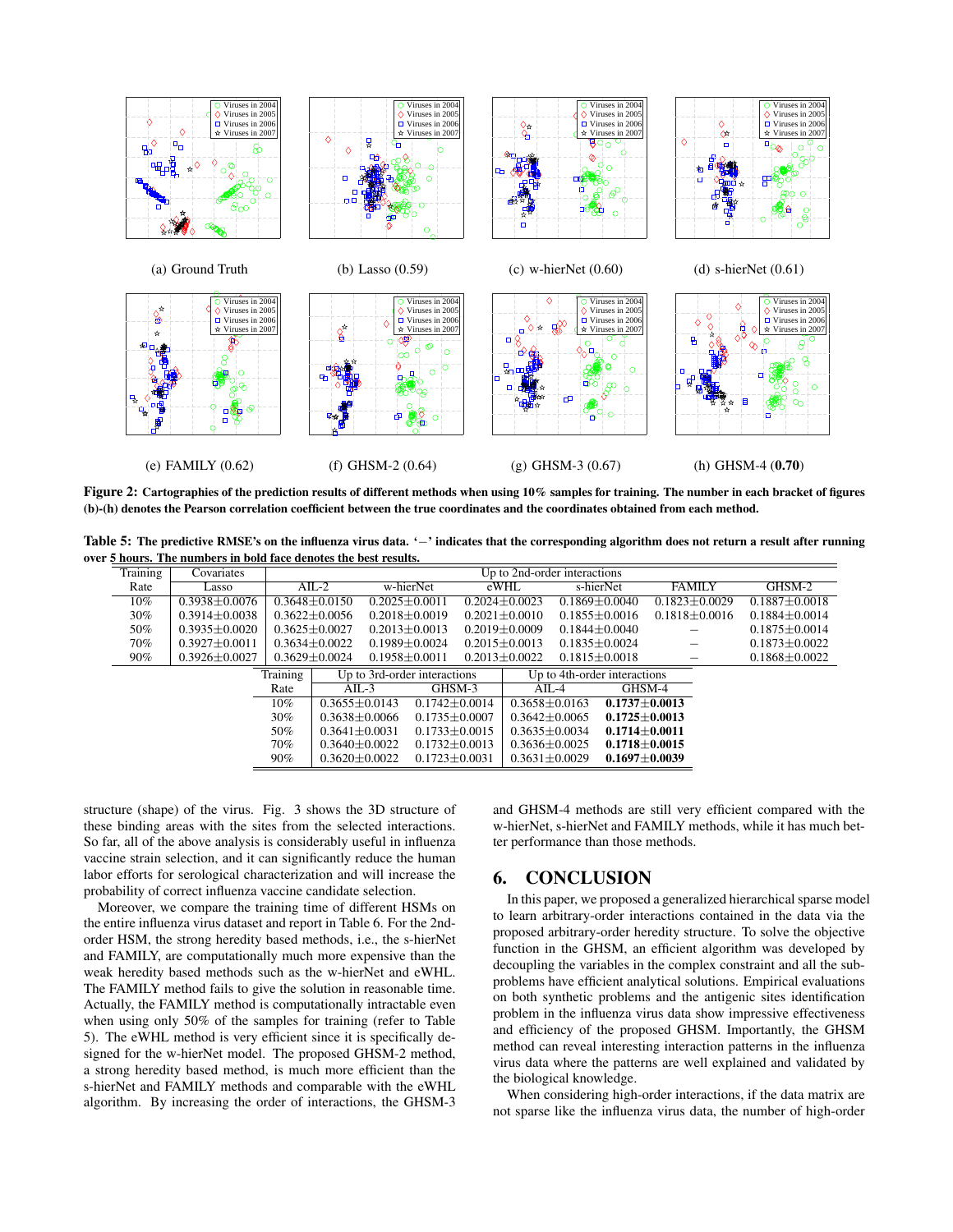Viruses in 2004
Viruses in 2005
Viruses in 2006
Viruses in 2007

(a) Ground Truth

(b) Lasso (0.59)

(c) w-hierNet (0.60)

(d) s-hierNet (0.61)

(e) FAMILY (0.62)

(f) GHSM-2 (0.64)

(g) GHSM-3 (0.67)

(h) GHSM-4 (**0.70**)

**Figure 2: Cartographies of the prediction results of different methods when using 10% samples for training. The number in each bracket of figures (b)-(h) denotes the Pearson correlation coefficient between the true coordinates and the coordinates obtained from each method.**

**Table 5: The predictive RMSE's on the influenza virus data. '−' indicates that the corresponding algorithm does not return a result after running over 5 hours. The numbers in bold face denotes the best results.**

| Training Rate | Covariates | Up to 2nd-order interactions | | | | | |
|---|---|---|---|---|---|---|---|
| | Lasso | AIL-2 | w-hierNet | eWHL | s-hierNet | FAMILY | GHSM-2 |
| 10% | 0.3938±0.0076 | 0.3648±0.0150 | 0.2025±0.0011 | 0.2024±0.0023 | 0.1869±0.0040 | 0.1823±0.0029 | 0.1887±0.0018 |
| 30% | 0.3914±0.0038 | 0.3622±0.0056 | 0.2018±0.0019 | 0.2021±0.0010 | 0.1855±0.0016 | 0.1818±0.0016 | 0.1884±0.0014 |
| 50% | 0.3935±0.0020 | 0.3625±0.0027 | 0.2013±0.0013 | 0.2019±0.0009 | 0.1844±0.0040 | − | 0.1875±0.0014 |
| 70% | 0.3927±0.0011 | 0.3634±0.0022 | 0.1989±0.0024 | 0.2015±0.0013 | 0.1835±0.0024 | − | 0.1873±0.0022 |
| 90% | 0.3926±0.0027 | 0.3629±0.0024 | 0.1958±0.0011 | 0.2013±0.0022 | 0.1815±0.0018 | − | 0.1868±0.0022 |

| Training Rate | Up to 3rd-order interactions | | Up to 4th-order interactions | |
|---|---|---|---|---|
| | AIL-3 | GHSM-3 | AIL-4 | GHSM-4 |
| 10% | 0.3655±0.0143 | 0.1742±0.0014 | 0.3658±0.0163 | **0.1737±0.0013** |
| 30% | 0.3638±0.0066 | 0.1735±0.0007 | 0.3642±0.0065 | **0.1725±0.0013** |
| 50% | 0.3641±0.0031 | 0.1733±0.0015 | 0.3635±0.0034 | **0.1714±0.0011** |
| 70% | 0.3640±0.0022 | 0.1732±0.0013 | 0.3636±0.0025 | **0.1718±0.0015** |
| 90% | 0.3620±0.0022 | 0.1723±0.0031 | 0.3631±0.0029 | **0.1697±0.0039** |

structure (shape) of the virus. Fig. 3 shows the 3D structure of these binding areas with the sites from the selected interactions. So far, all of the above analysis is considerably useful in influenza vaccine strain selection, and it can significantly reduce the human labor efforts for serological characterization and will increase the probability of correct influenza vaccine candidate selection.

Moreover, we compare the training time of different HSMs on the entire influenza virus dataset and report in Table 6. For the 2nd-order HSM, the strong heredity based methods, i.e., the s-hierNet and FAMILY, are computationally much more expensive than the weak heredity based methods such as the w-hierNet and eWHL. The FAMILY method fails to give the solution in reasonable time. Actually, the FAMILY method is computationally intractable even when using only 50% of the samples for training (refer to Table 5). The eWHL method is very efficient since it is specifically designed for the w-hierNet model. The proposed GHSM-2 method, a strong heredity based method, is much more efficient than the s-hierNet and FAMILY methods and comparable with the eWHL algorithm. By increasing the order of interactions, the GHSM-3 and GHSM-4 methods are still very efficient compared with the w-hierNet, s-hierNet and FAMILY methods, while it has much better performance than those methods.

## 6. CONCLUSION

In this paper, we proposed a generalized hierarchical sparse model to learn arbitrary-order interactions contained in the data via the proposed arbitrary-order heredity structure. To solve the objective function in the GHSM, an efficient algorithm was developed by decoupling the variables in the complex constraint and all the subproblems have efficient analytical solutions. Empirical evaluations on both synthetic problems and the antigenic sites identification problem in the influenza virus data show impressive effectiveness and efficiency of the proposed GHSM. Importantly, the GHSM method can reveal interesting interaction patterns in the influenza virus data where the patterns are well explained and validated by the biological knowledge.

When considering high-order interactions, if the data matrix are not sparse like the influenza virus data, the number of high-order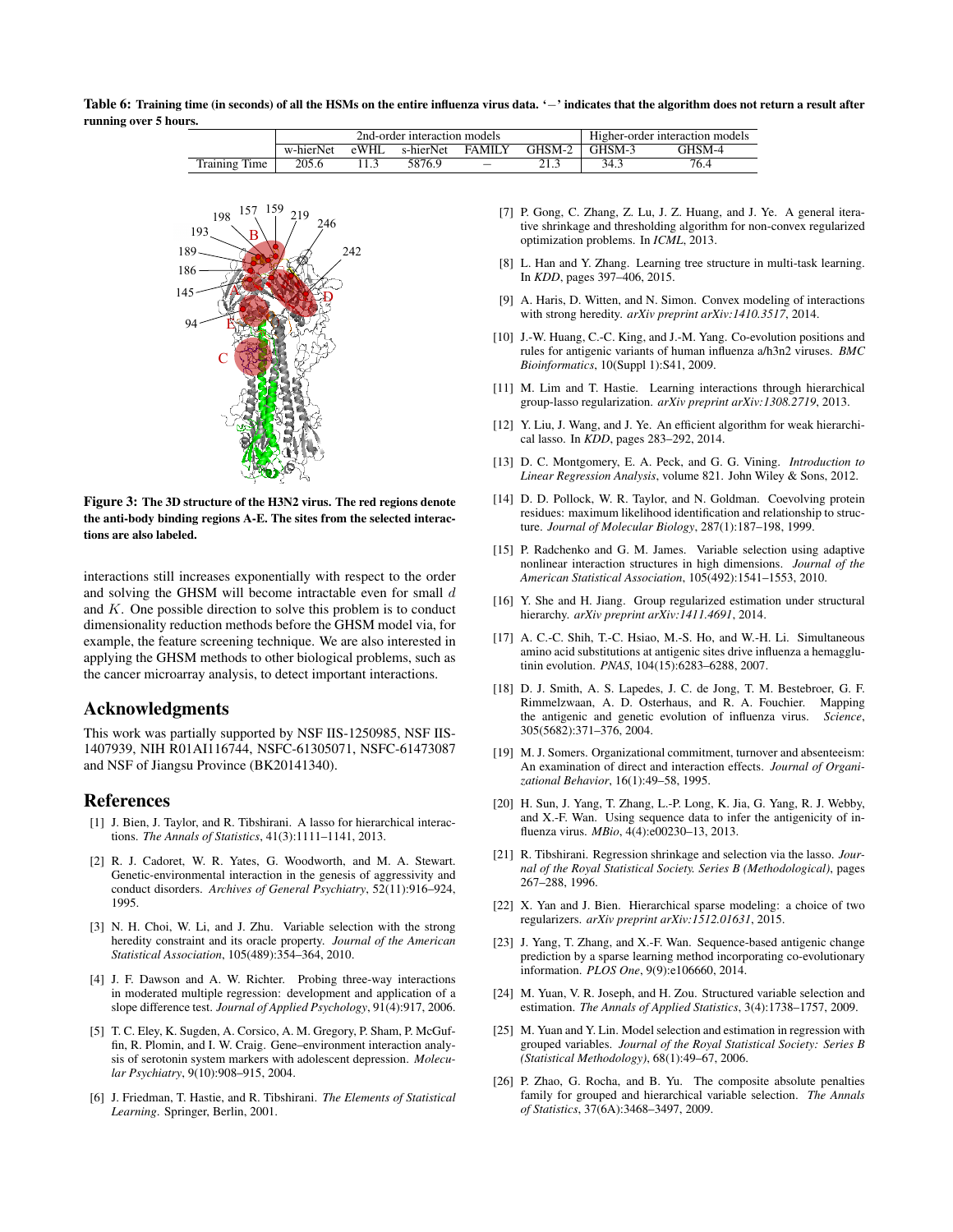**Table 6: Training time (in seconds) of all the HSMs on the entire influenza virus data. '−' indicates that the algorithm does not return a result after running over 5 hours.**

| | 2nd-order interaction models | | | | | Higher-order interaction models | |
|---|---|---|---|---|---|---|---|
| | w-hierNet | eWHL | s-hierNet | FAMILY | GHSM-2 | GHSM-3 | GHSM-4 |
| Training Time | 205.6 | 11.3 | 5876.9 | − | 21.3 | 34.3 | 76.4 |

198
157
159
219
246
193
B
189
242
186
145
A
D
94
E
C

**Figure 3: The 3D structure of the H3N2 virus. The red regions denote the anti-body binding regions A-E. The sites from the selected interactions are also labeled.**

interactions still increases exponentially with respect to the order and solving the GHSM will become intractable even for small $d$ and $K$. One possible direction to solve this problem is to conduct dimensionality reduction methods before the GHSM model via, for example, the feature screening technique. We are also interested in applying the GHSM methods to other biological problems, such as the cancer microarray analysis, to detect important interactions.

## Acknowledgments

This work was partially supported by NSF IIS-1250985, NSF IIS-1407939, NIH R01AI116744, NSFC-61305071, NSFC-61473087 and NSF of Jiangsu Province (BK20141340).

## References

[1] J. Bien, J. Taylor, and R. Tibshirani. A lasso for hierarchical interactions. *The Annals of Statistics*, 41(3):1111–1141, 2013.

[2] R. J. Cadoret, W. R. Yates, G. Woodworth, and M. A. Stewart. Genetic-environmental interaction in the genesis of aggressivity and conduct disorders. *Archives of General Psychiatry*, 52(11):916–924, 1995.

[3] N. H. Choi, W. Li, and J. Zhu. Variable selection with the strong heredity constraint and its oracle property. *Journal of the American Statistical Association*, 105(489):354–364, 2010.

[4] J. F. Dawson and A. W. Richter. Probing three-way interactions in moderated multiple regression: development and application of a slope difference test. *Journal of Applied Psychology*, 91(4):917, 2006.

[5] T. C. Eley, K. Sugden, A. Corsico, A. M. Gregory, P. Sham, P. McGuffin, R. Plomin, and I. W. Craig. Gene–environment interaction analysis of serotonin system markers with adolescent depression. *Molecular Psychiatry*, 9(10):908–915, 2004.

[6] J. Friedman, T. Hastie, and R. Tibshirani. *The Elements of Statistical Learning*. Springer, Berlin, 2001.

[7] P. Gong, C. Zhang, Z. Lu, J. Z. Huang, and J. Ye. A general iterative shrinkage and thresholding algorithm for non-convex regularized optimization problems. In *ICML*, 2013.

[8] L. Han and Y. Zhang. Learning tree structure in multi-task learning. In *KDD*, pages 397–406, 2015.

[9] A. Haris, D. Witten, and N. Simon. Convex modeling of interactions with strong heredity. *arXiv preprint arXiv:1410.3517*, 2014.

[10] J.-W. Huang, C.-C. King, and J.-M. Yang. Co-evolution positions and rules for antigenic variants of human influenza a/h3n2 viruses. *BMC Bioinformatics*, 10(Suppl 1):S41, 2009.

[11] M. Lim and T. Hastie. Learning interactions through hierarchical group-lasso regularization. *arXiv preprint arXiv:1308.2719*, 2013.

[12] Y. Liu, J. Wang, and J. Ye. An efficient algorithm for weak hierarchical lasso. In *KDD*, pages 283–292, 2014.

[13] D. C. Montgomery, E. A. Peck, and G. G. Vining. *Introduction to Linear Regression Analysis*, volume 821. John Wiley & Sons, 2012.

[14] D. D. Pollock, W. R. Taylor, and N. Goldman. Coevolving protein residues: maximum likelihood identification and relationship to structure. *Journal of Molecular Biology*, 287(1):187–198, 1999.

[15] P. Radchenko and G. M. James. Variable selection using adaptive nonlinear interaction structures in high dimensions. *Journal of the American Statistical Association*, 105(492):1541–1553, 2010.

[16] Y. She and H. Jiang. Group regularized estimation under structural hierarchy. *arXiv preprint arXiv:1411.4691*, 2014.

[17] A. C.-C. Shih, T.-C. Hsiao, M.-S. Ho, and W.-H. Li. Simultaneous amino acid substitutions at antigenic sites drive influenza a hemagglutinin evolution. *PNAS*, 104(15):6283–6288, 2007.

[18] D. J. Smith, A. S. Lapedes, J. C. de Jong, T. M. Bestebroer, G. F. Rimmelzwaan, A. D. Osterhaus, and R. A. Fouchier. Mapping the antigenic and genetic evolution of influenza virus. *Science*, 305(5682):371–376, 2004.

[19] M. J. Somers. Organizational commitment, turnover and absenteeism: An examination of direct and interaction effects. *Journal of Organizational Behavior*, 16(1):49–58, 1995.

[20] H. Sun, J. Yang, T. Zhang, L.-P. Long, K. Jia, G. Yang, R. J. Webby, and X.-F. Wan. Using sequence data to infer the antigenicity of influenza virus. *MBio*, 4(4):e00230–13, 2013.

[21] R. Tibshirani. Regression shrinkage and selection via the lasso. *Journal of the Royal Statistical Society. Series B (Methodological)*, pages 267–288, 1996.

[22] X. Yan and J. Bien. Hierarchical sparse modeling: a choice of two regularizers. *arXiv preprint arXiv:1512.01631*, 2015.

[23] J. Yang, T. Zhang, and X.-F. Wan. Sequence-based antigenic change prediction by a sparse learning method incorporating co-evolutionary information. *PLOS One*, 9(9):e106660, 2014.

[24] M. Yuan, V. R. Joseph, and H. Zou. Structured variable selection and estimation. *The Annals of Applied Statistics*, 3(4):1738–1757, 2009.

[25] M. Yuan and Y. Lin. Model selection and estimation in regression with grouped variables. *Journal of the Royal Statistical Society: Series B (Statistical Methodology)*, 68(1):49–67, 2006.

[26] P. Zhao, G. Rocha, and B. Yu. The composite absolute penalties family for grouped and hierarchical variable selection. *The Annals of Statistics*, 37(6A):3468–3497, 2009.